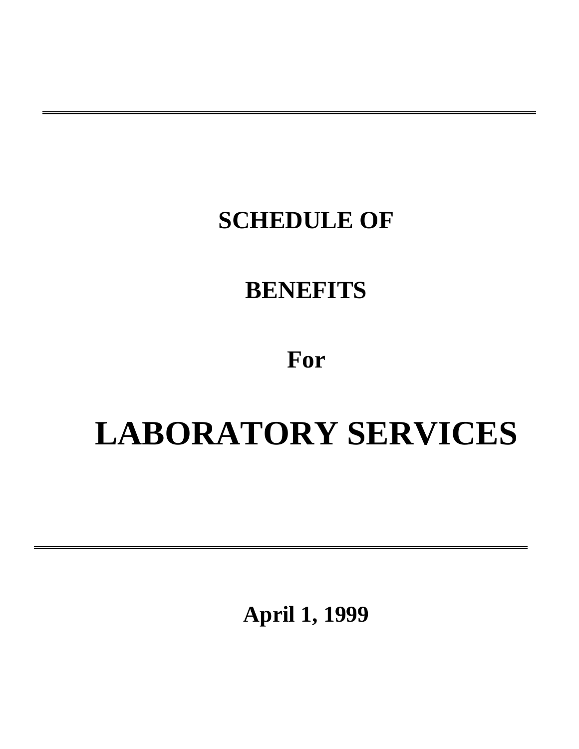---

**SCHEDULE OF**

**BENEFITS**

**For**

# LABORATORY SERVICES

---

**April 1, 1999**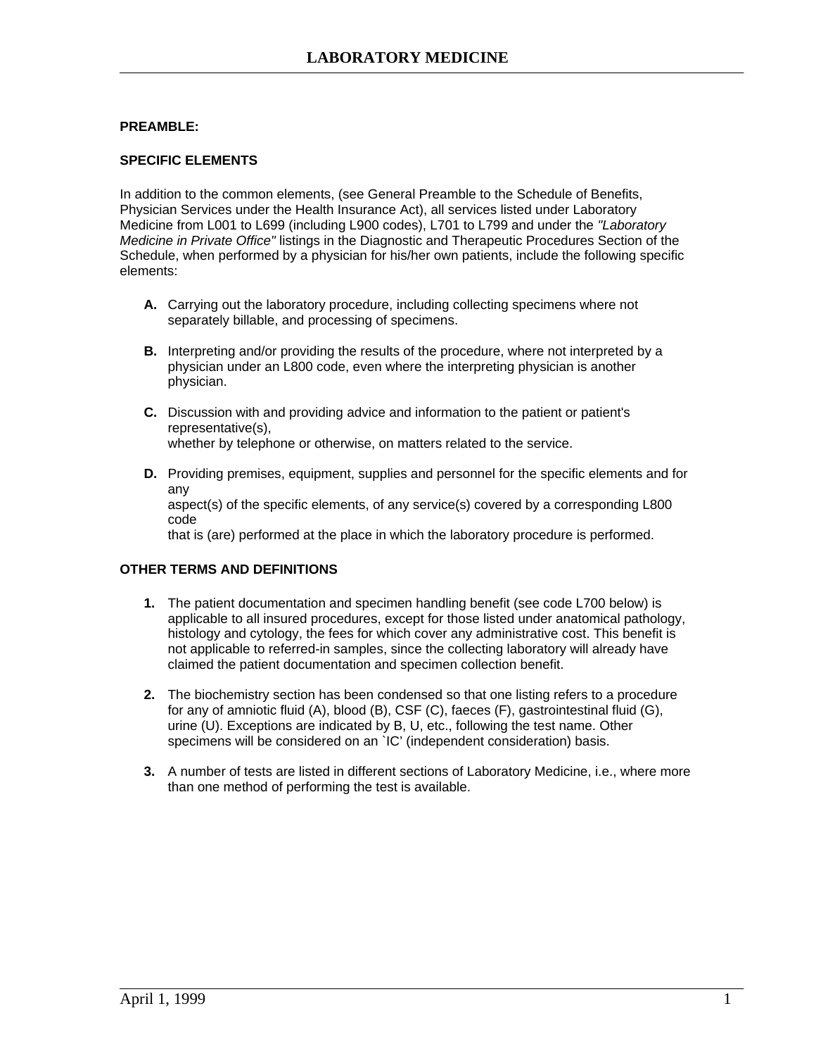# LABORATORY MEDICINE

**PREAMBLE:**

**SPECIFIC ELEMENTS**

In addition to the common elements, (see General Preamble to the Schedule of Benefits, Physician Services under the Health Insurance Act), all services listed under Laboratory Medicine from L001 to L699 (including L900 codes), L701 to L799 and under the *"Laboratory Medicine in Private Office"* listings in the Diagnostic and Therapeutic Procedures Section of the Schedule, when performed by a physician for his/her own patients, include the following specific elements:

**A.** Carrying out the laboratory procedure, including collecting specimens where not separately billable, and processing of specimens.

**B.** Interpreting and/or providing the results of the procedure, where not interpreted by a physician under an L800 code, even where the interpreting physician is another physician.

**C.** Discussion with and providing advice and information to the patient or patient's representative(s), whether by telephone or otherwise, on matters related to the service.

**D.** Providing premises, equipment, supplies and personnel for the specific elements and for any aspect(s) of the specific elements, of any service(s) covered by a corresponding L800 code that is (are) performed at the place in which the laboratory procedure is performed.

**OTHER TERMS AND DEFINITIONS**

1. The patient documentation and specimen handling benefit (see code L700 below) is applicable to all insured procedures, except for those listed under anatomical pathology, histology and cytology, the fees for which cover any administrative cost. This benefit is not applicable to referred-in samples, since the collecting laboratory will already have claimed the patient documentation and specimen collection benefit.

2. The biochemistry section has been condensed so that one listing refers to a procedure for any of amniotic fluid (A), blood (B), CSF (C), faeces (F), gastrointestinal fluid (G), urine (U). Exceptions are indicated by B, U, etc., following the test name. Other specimens will be considered on an `IC' (independent consideration) basis.

3. A number of tests are listed in different sections of Laboratory Medicine, i.e., where more than one method of performing the test is available.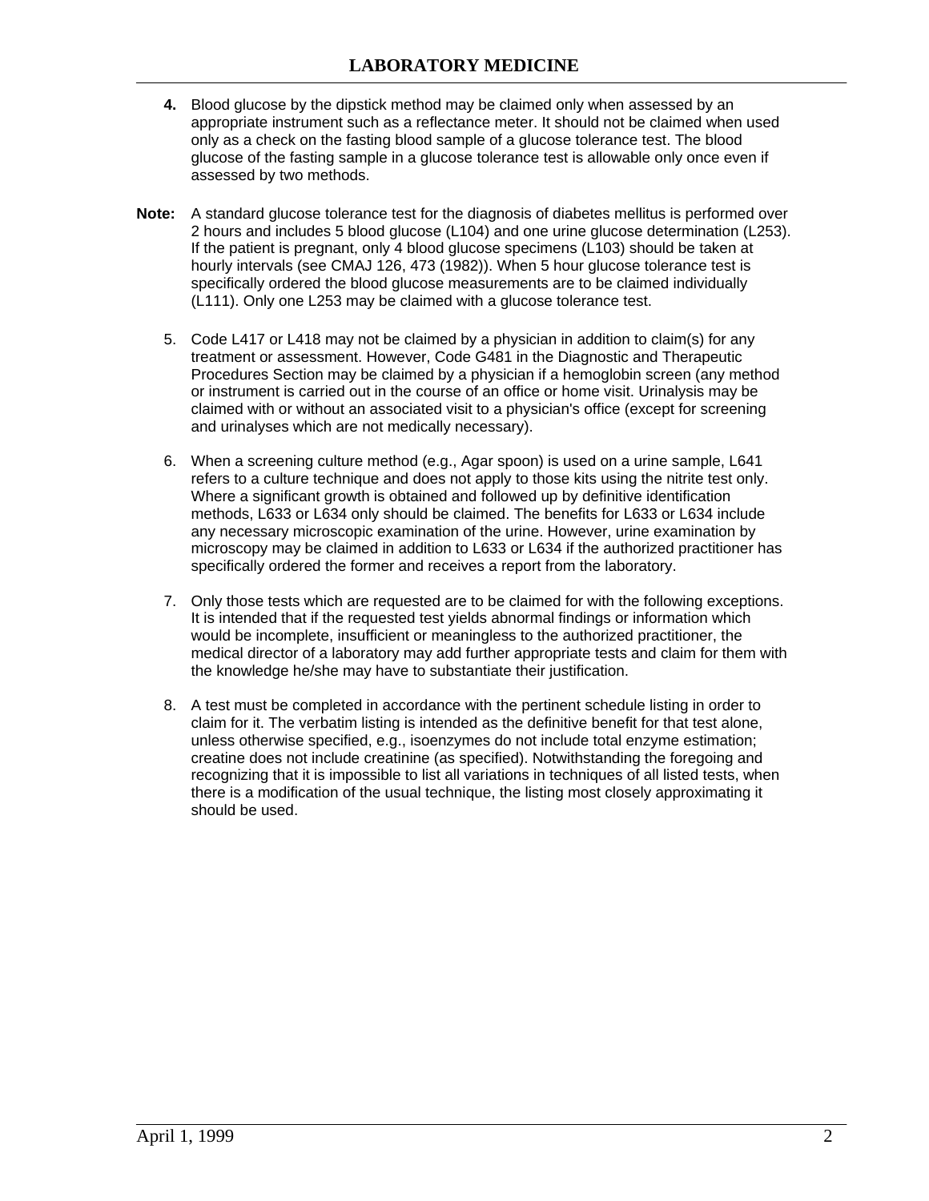**4.** Blood glucose by the dipstick method may be claimed only when assessed by an appropriate instrument such as a reflectance meter. It should not be claimed when used only as a check on the fasting blood sample of a glucose tolerance test. The blood glucose of the fasting sample in a glucose tolerance test is allowable only once even if assessed by two methods.

**Note:** A standard glucose tolerance test for the diagnosis of diabetes mellitus is performed over 2 hours and includes 5 blood glucose (L104) and one urine glucose determination (L253). If the patient is pregnant, only 4 blood glucose specimens (L103) should be taken at hourly intervals (see CMAJ 126, 473 (1982)). When 5 hour glucose tolerance test is specifically ordered the blood glucose measurements are to be claimed individually (L111). Only one L253 may be claimed with a glucose tolerance test.

5. Code L417 or L418 may not be claimed by a physician in addition to claim(s) for any treatment or assessment. However, Code G481 in the Diagnostic and Therapeutic Procedures Section may be claimed by a physician if a hemoglobin screen (any method or instrument is carried out in the course of an office or home visit. Urinalysis may be claimed with or without an associated visit to a physician's office (except for screening and urinalyses which are not medically necessary).

6. When a screening culture method (e.g., Agar spoon) is used on a urine sample, L641 refers to a culture technique and does not apply to those kits using the nitrite test only. Where a significant growth is obtained and followed up by definitive identification methods, L633 or L634 only should be claimed. The benefits for L633 or L634 include any necessary microscopic examination of the urine. However, urine examination by microscopy may be claimed in addition to L633 or L634 if the authorized practitioner has specifically ordered the former and receives a report from the laboratory.

7. Only those tests which are requested are to be claimed for with the following exceptions. It is intended that if the requested test yields abnormal findings or information which would be incomplete, insufficient or meaningless to the authorized practitioner, the medical director of a laboratory may add further appropriate tests and claim for them with the knowledge he/she may have to substantiate their justification.

8. A test must be completed in accordance with the pertinent schedule listing in order to claim for it. The verbatim listing is intended as the definitive benefit for that test alone, unless otherwise specified, e.g., isoenzymes do not include total enzyme estimation; creatine does not include creatinine (as specified). Notwithstanding the foregoing and recognizing that it is impossible to list all variations in techniques of all listed tests, when there is a modification of the usual technique, the listing most closely approximating it should be used.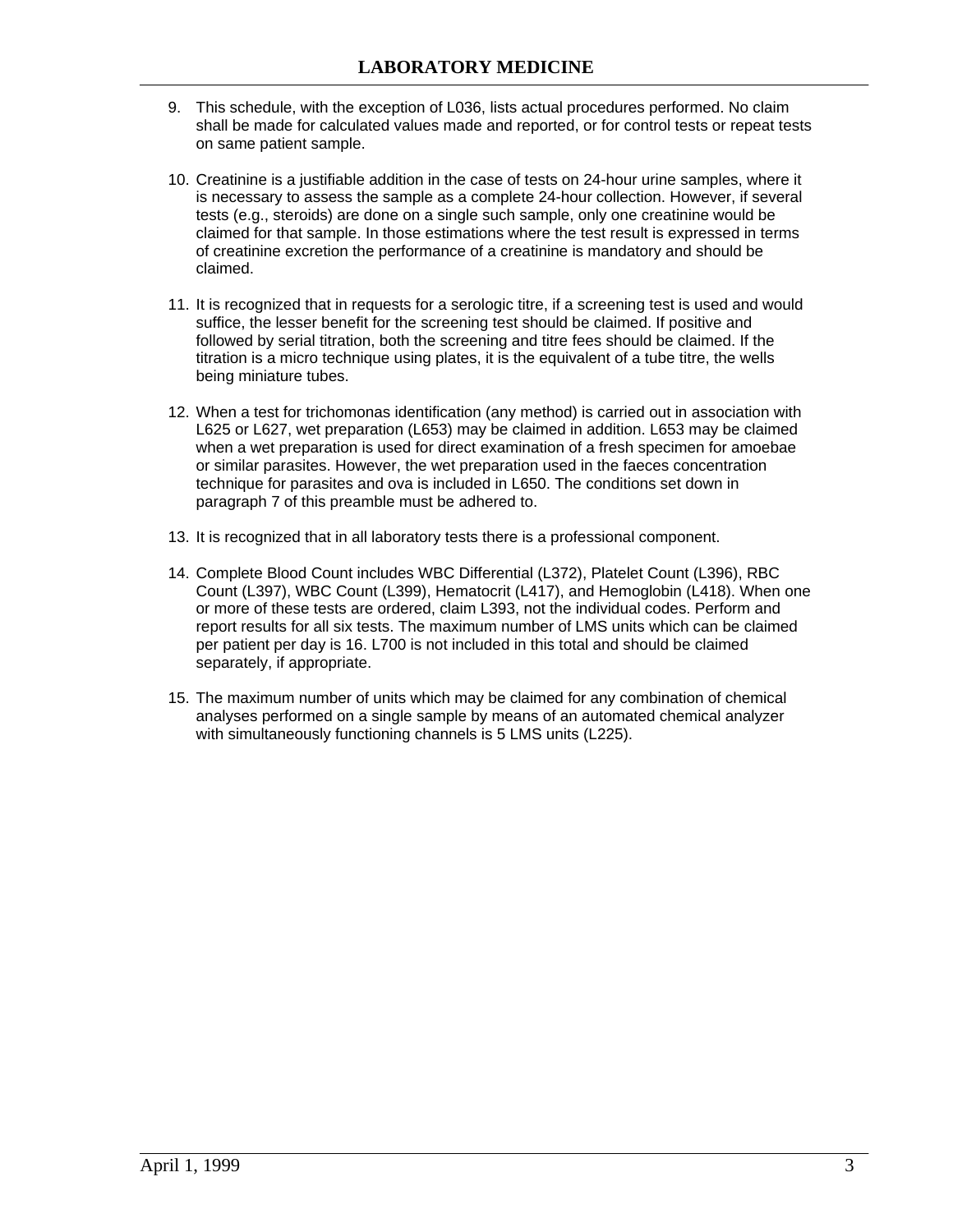9. This schedule, with the exception of L036, lists actual procedures performed. No claim shall be made for calculated values made and reported, or for control tests or repeat tests on same patient sample.

10. Creatinine is a justifiable addition in the case of tests on 24-hour urine samples, where it is necessary to assess the sample as a complete 24-hour collection. However, if several tests (e.g., steroids) are done on a single such sample, only one creatinine would be claimed for that sample. In those estimations where the test result is expressed in terms of creatinine excretion the performance of a creatinine is mandatory and should be claimed.

11. It is recognized that in requests for a serologic titre, if a screening test is used and would suffice, the lesser benefit for the screening test should be claimed. If positive and followed by serial titration, both the screening and titre fees should be claimed. If the titration is a micro technique using plates, it is the equivalent of a tube titre, the wells being miniature tubes.

12. When a test for trichomonas identification (any method) is carried out in association with L625 or L627, wet preparation (L653) may be claimed in addition. L653 may be claimed when a wet preparation is used for direct examination of a fresh specimen for amoebae or similar parasites. However, the wet preparation used in the faeces concentration technique for parasites and ova is included in L650. The conditions set down in paragraph 7 of this preamble must be adhered to.

13. It is recognized that in all laboratory tests there is a professional component.

14. Complete Blood Count includes WBC Differential (L372), Platelet Count (L396), RBC Count (L397), WBC Count (L399), Hematocrit (L417), and Hemoglobin (L418). When one or more of these tests are ordered, claim L393, not the individual codes. Perform and report results for all six tests. The maximum number of LMS units which can be claimed per patient per day is 16. L700 is not included in this total and should be claimed separately, if appropriate.

15. The maximum number of units which may be claimed for any combination of chemical analyses performed on a single sample by means of an automated chemical analyzer with simultaneously functioning channels is 5 LMS units (L225).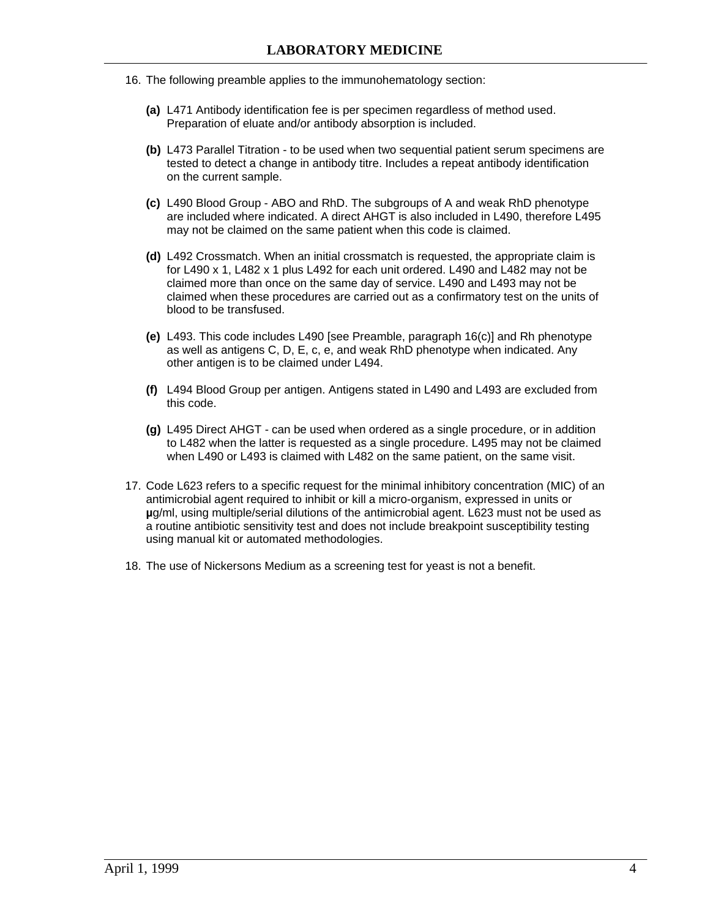16. The following preamble applies to the immunohematology section:

    **(a)** L471 Antibody identification fee is per specimen regardless of method used. Preparation of eluate and/or antibody absorption is included.

    **(b)** L473 Parallel Titration - to be used when two sequential patient serum specimens are tested to detect a change in antibody titre. Includes a repeat antibody identification on the current sample.

    **(c)** L490 Blood Group - ABO and RhD. The subgroups of A and weak RhD phenotype are included where indicated. A direct AHGT is also included in L490, therefore L495 may not be claimed on the same patient when this code is claimed.

    **(d)** L492 Crossmatch. When an initial crossmatch is requested, the appropriate claim is for L490 x 1, L482 x 1 plus L492 for each unit ordered. L490 and L482 may not be claimed more than once on the same day of service. L490 and L493 may not be claimed when these procedures are carried out as a confirmatory test on the units of blood to be transfused.

    **(e)** L493. This code includes L490 [see Preamble, paragraph 16(c)] and Rh phenotype as well as antigens C, D, E, c, e, and weak RhD phenotype when indicated. Any other antigen is to be claimed under L494.

    **(f)** L494 Blood Group per antigen. Antigens stated in L490 and L493 are excluded from this code.

    **(g)** L495 Direct AHGT - can be used when ordered as a single procedure, or in addition to L482 when the latter is requested as a single procedure. L495 may not be claimed when L490 or L493 is claimed with L482 on the same patient, on the same visit.

17. Code L623 refers to a specific request for the minimal inhibitory concentration (MIC) of an antimicrobial agent required to inhibit or kill a micro-organism, expressed in units or **µ**g/ml, using multiple/serial dilutions of the antimicrobial agent. L623 must not be used as a routine antibiotic sensitivity test and does not include breakpoint susceptibility testing using manual kit or automated methodologies.

18. The use of Nickersons Medium as a screening test for yeast is not a benefit.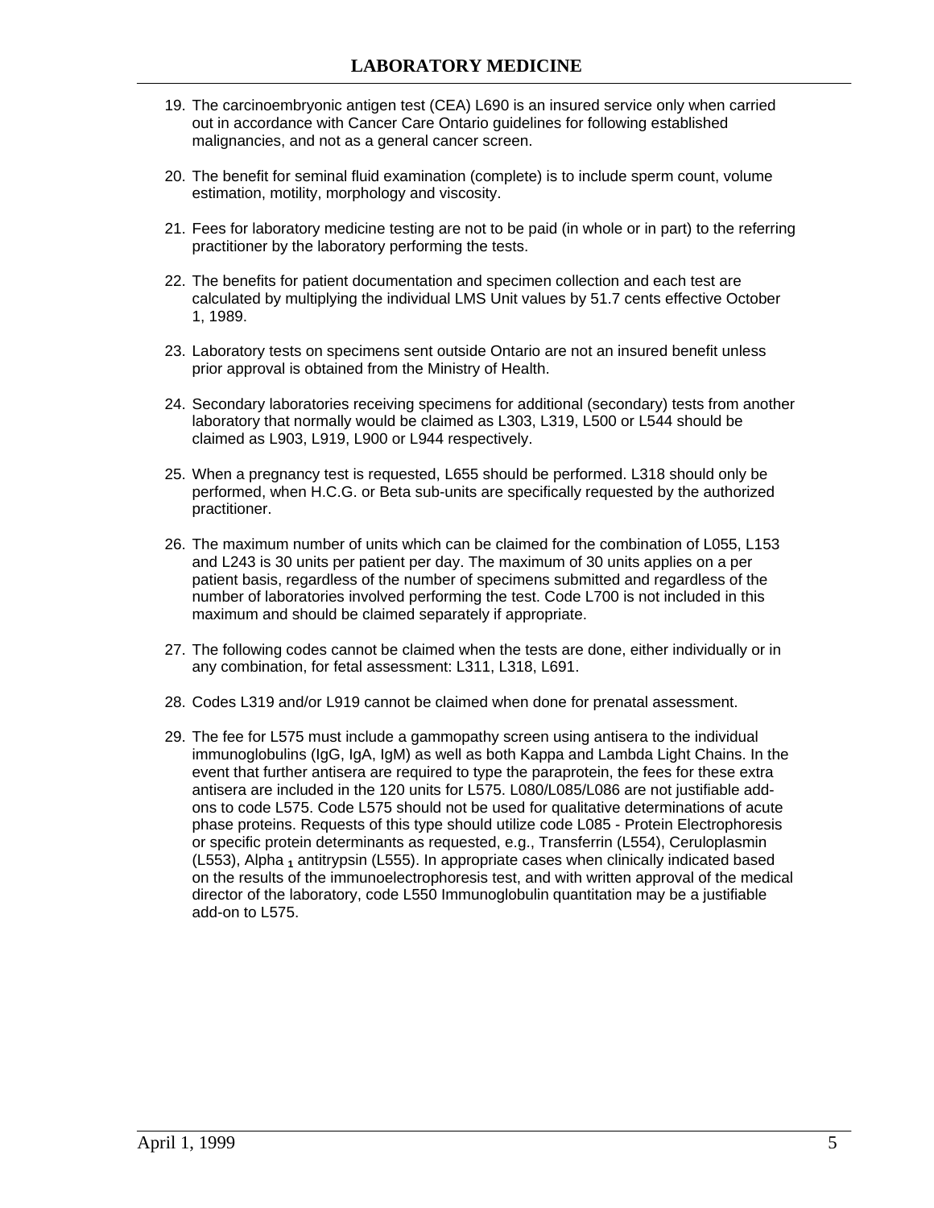19. The carcinoembryonic antigen test (CEA) L690 is an insured service only when carried out in accordance with Cancer Care Ontario guidelines for following established malignancies, and not as a general cancer screen.

20. The benefit for seminal fluid examination (complete) is to include sperm count, volume estimation, motility, morphology and viscosity.

21. Fees for laboratory medicine testing are not to be paid (in whole or in part) to the referring practitioner by the laboratory performing the tests.

22. The benefits for patient documentation and specimen collection and each test are calculated by multiplying the individual LMS Unit values by 51.7 cents effective October 1, 1989.

23. Laboratory tests on specimens sent outside Ontario are not an insured benefit unless prior approval is obtained from the Ministry of Health.

24. Secondary laboratories receiving specimens for additional (secondary) tests from another laboratory that normally would be claimed as L303, L319, L500 or L544 should be claimed as L903, L919, L900 or L944 respectively.

25. When a pregnancy test is requested, L655 should be performed. L318 should only be performed, when H.C.G. or Beta sub-units are specifically requested by the authorized practitioner.

26. The maximum number of units which can be claimed for the combination of L055, L153 and L243 is 30 units per patient per day. The maximum of 30 units applies on a per patient basis, regardless of the number of specimens submitted and regardless of the number of laboratories involved performing the test. Code L700 is not included in this maximum and should be claimed separately if appropriate.

27. The following codes cannot be claimed when the tests are done, either individually or in any combination, for fetal assessment: L311, L318, L691.

28. Codes L319 and/or L919 cannot be claimed when done for prenatal assessment.

29. The fee for L575 must include a gammopathy screen using antisera to the individual immunoglobulins (IgG, IgA, IgM) as well as both Kappa and Lambda Light Chains. In the event that further antisera are required to type the paraprotein, the fees for these extra antisera are included in the 120 units for L575. L080/L085/L086 are not justifiable add-ons to code L575. Code L575 should not be used for qualitative determinations of acute phase proteins. Requests of this type should utilize code L085 - Protein Electrophoresis or specific protein determinants as requested, e.g., Transferrin (L554), Ceruloplasmin (L553), Alpha $_1$ antitrypsin (L555). In appropriate cases when clinically indicated based on the results of the immunoelectrophoresis test, and with written approval of the medical director of the laboratory, code L550 Immunoglobulin quantitation may be a justifiable add-on to L575.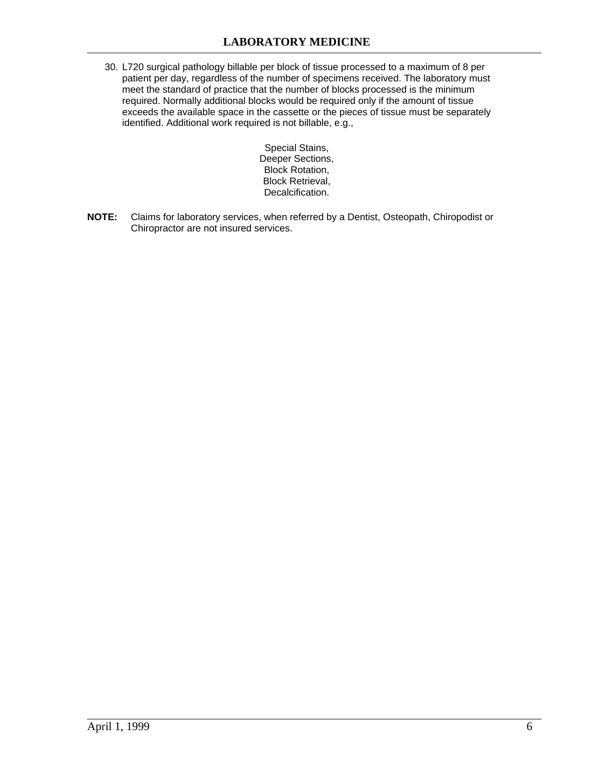30. L720 surgical pathology billable per block of tissue processed to a maximum of 8 per patient per day, regardless of the number of specimens received. The laboratory must meet the standard of practice that the number of blocks processed is the minimum required. Normally additional blocks would be required only if the amount of tissue exceeds the available space in the cassette or the pieces of tissue must be separately identified. Additional work required is not billable, e.g.,

    Special Stains,
    Deeper Sections,
    Block Rotation,
    Block Retrieval,
    Decalcification.

**NOTE:** Claims for laboratory services, when referred by a Dentist, Osteopath, Chiropodist or Chiropractor are not insured services.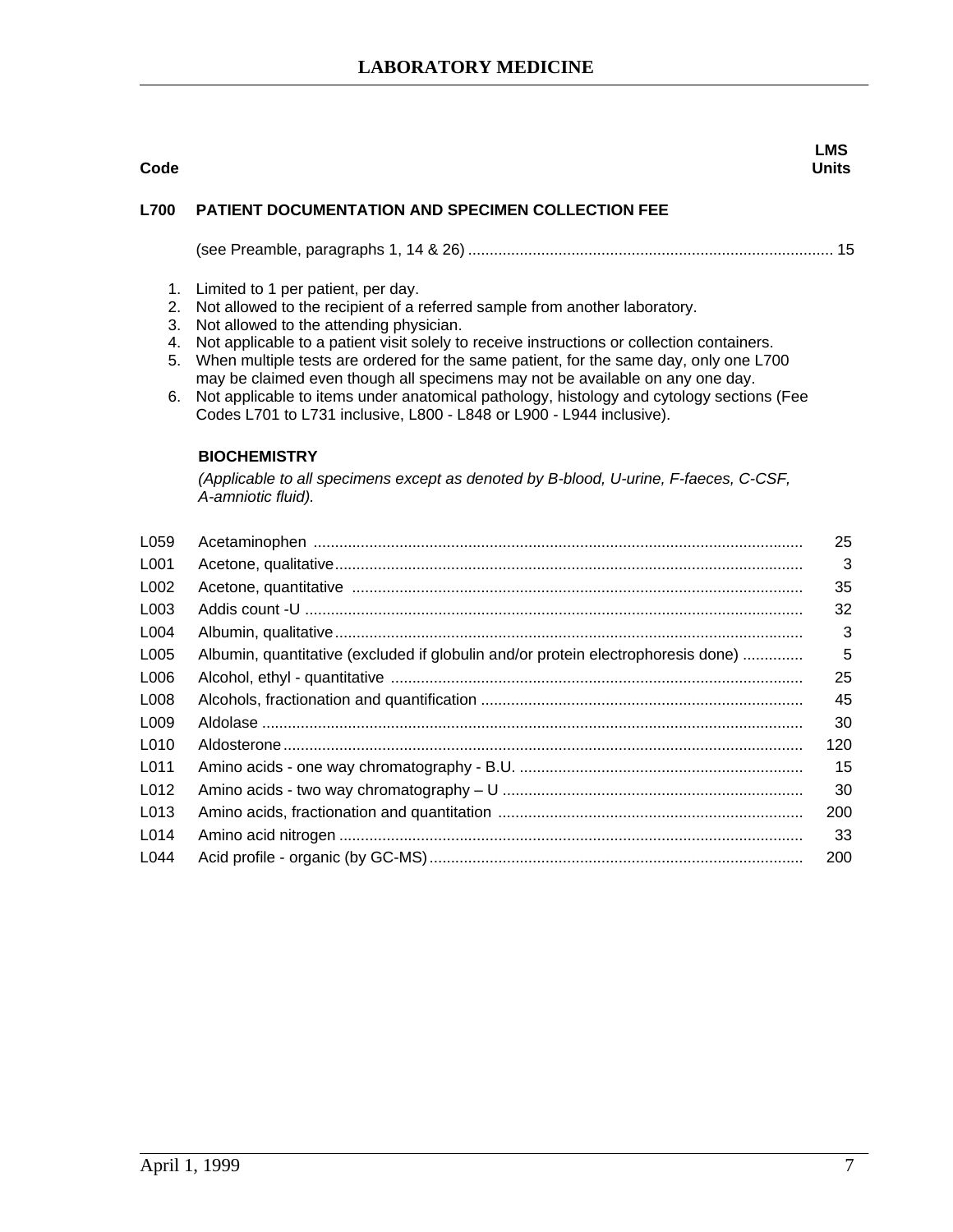# LABORATORY MEDICINE

| Code | | LMS Units |
|---|---|---|
| **L700** | **PATIENT DOCUMENTATION AND SPECIMEN COLLECTION FEE** | |
| | (see Preamble, paragraphs 1, 14 & 26) | 15 |

1. Limited to 1 per patient, per day.
2. Not allowed to the recipient of a referred sample from another laboratory.
3. Not allowed to the attending physician.
4. Not applicable to a patient visit solely to receive instructions or collection containers.
5. When multiple tests are ordered for the same patient, for the same day, only one L700 may be claimed even though all specimens may not be available on any one day.
6. Not applicable to items under anatomical pathology, histology and cytology sections (Fee Codes L701 to L731 inclusive, L800 - L848 or L900 - L944 inclusive).

**BIOCHEMISTRY**

*(Applicable to all specimens except as denoted by B-blood, U-urine, F-faeces, C-CSF, A-amniotic fluid).*

| Code | | LMS Units |
|---|---|---|
| L059 | Acetaminophen | 25 |
| L001 | Acetone, qualitative | 3 |
| L002 | Acetone, quantitative | 35 |
| L003 | Addis count -U | 32 |
| L004 | Albumin, qualitative | 3 |
| L005 | Albumin, quantitative (excluded if globulin and/or protein electrophoresis done) | 5 |
| L006 | Alcohol, ethyl - quantitative | 25 |
| L008 | Alcohols, fractionation and quantification | 45 |
| L009 | Aldolase | 30 |
| L010 | Aldosterone | 120 |
| L011 | Amino acids - one way chromatography - B.U. | 15 |
| L012 | Amino acids - two way chromatography – U | 30 |
| L013 | Amino acids, fractionation and quantitation | 200 |
| L014 | Amino acid nitrogen | 33 |
| L044 | Acid profile - organic (by GC-MS) | 200 |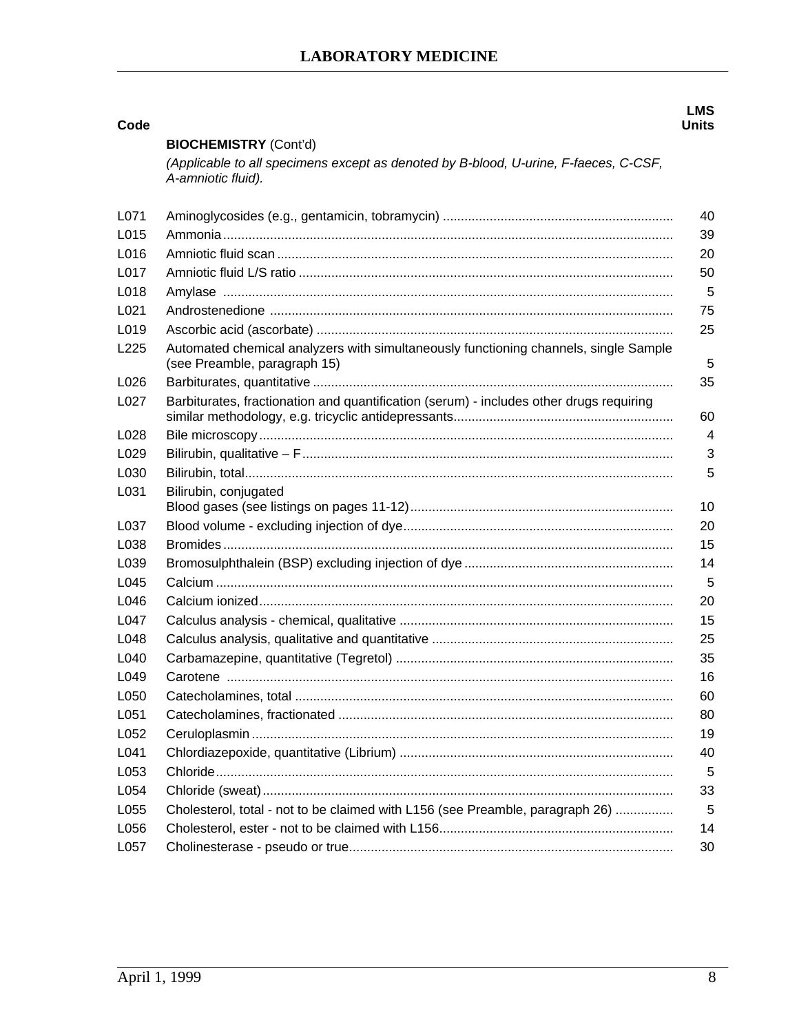## LABORATORY MEDICINE

**BIOCHEMISTRY** (Cont'd)

*(Applicable to all specimens except as denoted by B-blood, U-urine, F-faeces, C-CSF, A-amniotic fluid).*

| Code | | LMS Units |
|---|---|---|
| L071 | Aminoglycosides (e.g., gentamicin, tobramycin) | 40 |
| L015 | Ammonia | 39 |
| L016 | Amniotic fluid scan | 20 |
| L017 | Amniotic fluid L/S ratio | 50 |
| L018 | Amylase | 5 |
| L021 | Androstenedione | 75 |
| L019 | Ascorbic acid (ascorbate) | 25 |
| L225 | Automated chemical analyzers with simultaneously functioning channels, single Sample (see Preamble, paragraph 15) | 5 |
| L026 | Barbiturates, quantitative | 35 |
| L027 | Barbiturates, fractionation and quantification (serum) - includes other drugs requiring similar methodology, e.g. tricyclic antidepressants | 60 |
| L028 | Bile microscopy | 4 |
| L029 | Bilirubin, qualitative – F | 3 |
| L030 | Bilirubin, total | 5 |
| L031 | Bilirubin, conjugated | 10 |
| | Blood gases (see listings on pages 11-12) | |
| L037 | Blood volume - excluding injection of dye | 20 |
| L038 | Bromides | 15 |
| L039 | Bromosulphthalein (BSP) excluding injection of dye | 14 |
| L045 | Calcium | 5 |
| L046 | Calcium ionized | 20 |
| L047 | Calculus analysis - chemical, qualitative | 15 |
| L048 | Calculus analysis, qualitative and quantitative | 25 |
| L040 | Carbamazepine, quantitative (Tegretol) | 35 |
| L049 | Carotene | 16 |
| L050 | Catecholamines, total | 60 |
| L051 | Catecholamines, fractionated | 80 |
| L052 | Ceruloplasmin | 19 |
| L041 | Chlordiazepoxide, quantitative (Librium) | 40 |
| L053 | Chloride | 5 |
| L054 | Chloride (sweat) | 33 |
| L055 | Cholesterol, total - not to be claimed with L156 (see Preamble, paragraph 26) | 5 |
| L056 | Cholesterol, ester - not to be claimed with L156 | 14 |
| L057 | Cholinesterase - pseudo or true | 30 |

April 1, 1999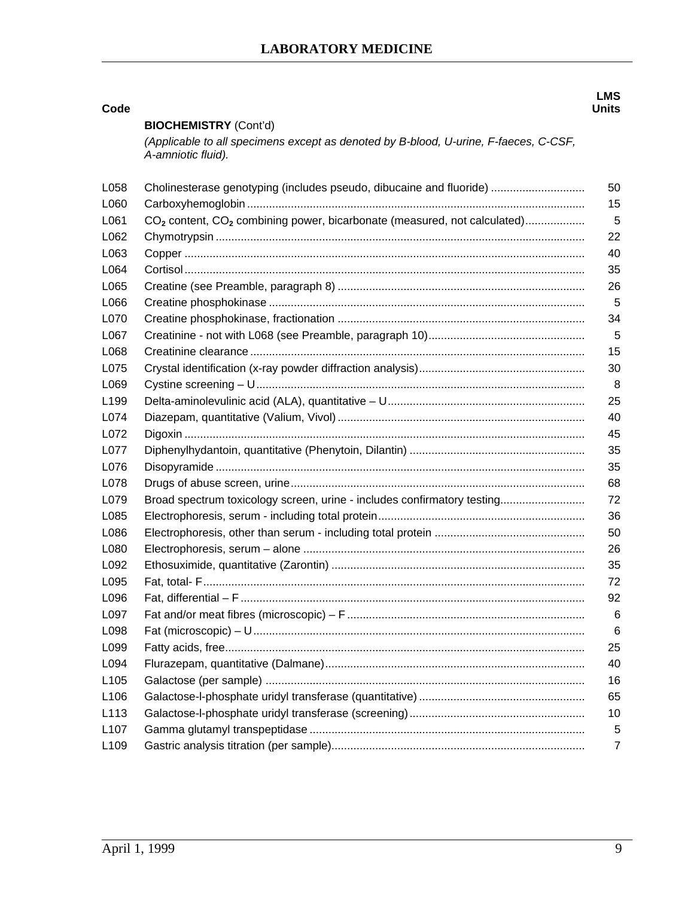# LABORATORY MEDICINE

| Code | | LMS Units |
|---|---|---|
| | **BIOCHEMISTRY** (Cont'd) | |
| | *(Applicable to all specimens except as denoted by B-blood, U-urine, F-faeces, C-CSF, A-amniotic fluid).* | |
| L058 | Cholinesterase genotyping (includes pseudo, dibucaine and fluoride) | 50 |
| L060 | Carboxyhemoglobin | 15 |
| L061 | $CO_2$ content, $CO_2$ combining power, bicarbonate (measured, not calculated) | 5 |
| L062 | Chymotrypsin | 22 |
| L063 | Copper | 40 |
| L064 | Cortisol | 35 |
| L065 | Creatine (see Preamble, paragraph 8) | 26 |
| L066 | Creatine phosphokinase | 5 |
| L070 | Creatine phosphokinase, fractionation | 34 |
| L067 | Creatinine - not with L068 (see Preamble, paragraph 10) | 5 |
| L068 | Creatinine clearance | 15 |
| L075 | Crystal identification (x-ray powder diffraction analysis) | 30 |
| L069 | Cystine screening – U | 8 |
| L199 | Delta-aminolevulinic acid (ALA), quantitative – U | 25 |
| L074 | Diazepam, quantitative (Valium, Vivol) | 40 |
| L072 | Digoxin | 45 |
| L077 | Diphenylhydantoin, quantitative (Phenytoin, Dilantin) | 35 |
| L076 | Disopyramide | 35 |
| L078 | Drugs of abuse screen, urine | 68 |
| L079 | Broad spectrum toxicology screen, urine - includes confirmatory testing | 72 |
| L085 | Electrophoresis, serum - including total protein | 36 |
| L086 | Electrophoresis, other than serum - including total protein | 50 |
| L080 | Electrophoresis, serum – alone | 26 |
| L092 | Ethosuximide, quantitative (Zarontin) | 35 |
| L095 | Fat, total- F | 72 |
| L096 | Fat, differential – F | 92 |
| L097 | Fat and/or meat fibres (microscopic) – F | 6 |
| L098 | Fat (microscopic) – U | 6 |
| L099 | Fatty acids, free | 25 |
| L094 | Flurazepam, quantitative (Dalmane) | 40 |
| L105 | Galactose (per sample) | 16 |
| L106 | Galactose-l-phosphate uridyl transferase (quantitative) | 65 |
| L113 | Galactose-l-phosphate uridyl transferase (screening) | 10 |
| L107 | Gamma glutamyl transpeptidase | 5 |
| L109 | Gastric analysis titration (per sample) | 7 |

April 1, 1999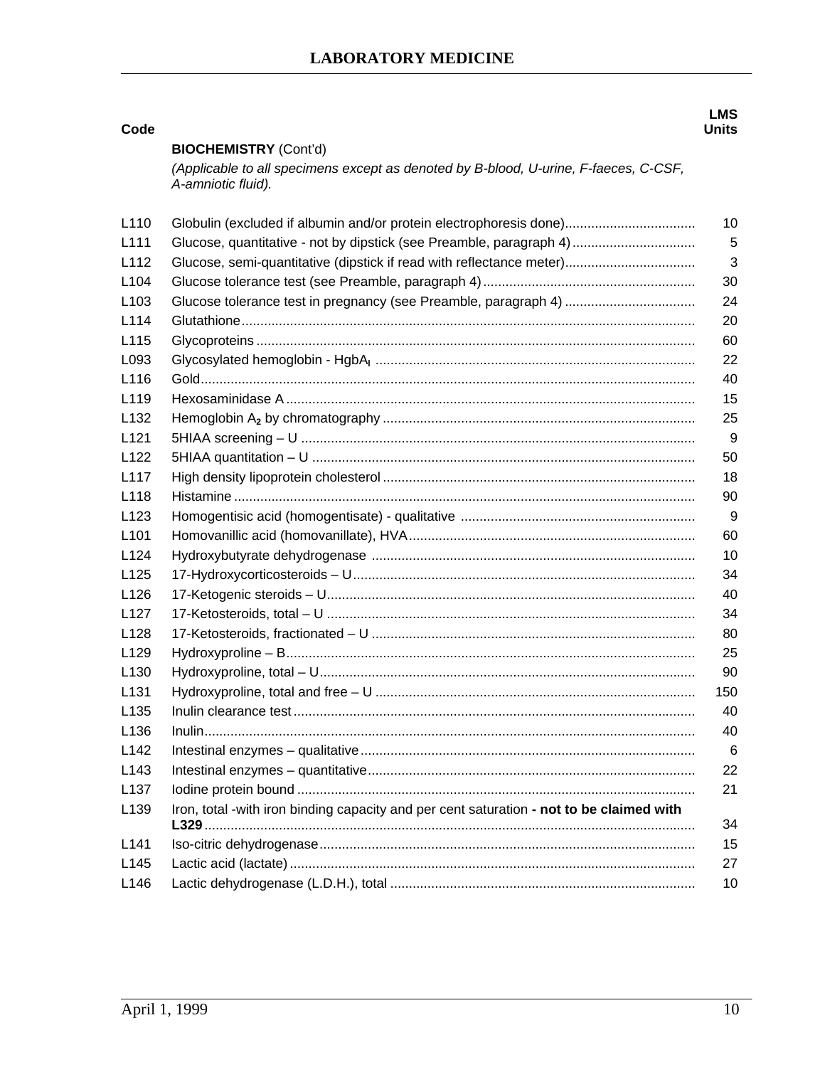| Code | | LMS Units |
|---|---|---|
| | **BIOCHEMISTRY** (Cont'd) | |
| | *(Applicable to all specimens except as denoted by B-blood, U-urine, F-faeces, C-CSF, A-amniotic fluid).* | |
| L110 | Globulin (excluded if albumin and/or protein electrophoresis done) | 10 |
| L111 | Glucose, quantitative - not by dipstick (see Preamble, paragraph 4) | 5 |
| L112 | Glucose, semi-quantitative (dipstick if read with reflectance meter) | 3 |
| L104 | Glucose tolerance test (see Preamble, paragraph 4) | 30 |
| L103 | Glucose tolerance test in pregnancy (see Preamble, paragraph 4) | 24 |
| L114 | Glutathione | 20 |
| L115 | Glycoproteins | 60 |
| L093 | Glycosylated hemoglobin - $HgbA_I$ | 22 |
| L116 | Gold | 40 |
| L119 | Hexosaminidase A | 15 |
| L132 | Hemoglobin $A_2$ by chromatography | 25 |
| L121 | 5HIAA screening – U | 9 |
| L122 | 5HIAA quantitation – U | 50 |
| L117 | High density lipoprotein cholesterol | 18 |
| L118 | Histamine | 90 |
| L123 | Homogentisic acid (homogentisate) - qualitative | 9 |
| L101 | Homovanillic acid (homovanillate), HVA | 60 |
| L124 | Hydroxybutyrate dehydrogenase | 10 |
| L125 | 17-Hydroxycorticosteroids – U | 34 |
| L126 | 17-Ketogenic steroids – U | 40 |
| L127 | 17-Ketosteroids, total – U | 34 |
| L128 | 17-Ketosteroids, fractionated – U | 80 |
| L129 | Hydroxyproline – B | 25 |
| L130 | Hydroxyproline, total – U | 90 |
| L131 | Hydroxyproline, total and free – U | 150 |
| L135 | Inulin clearance test | 40 |
| L136 | Inulin | 40 |
| L142 | Intestinal enzymes – qualitative | 6 |
| L143 | Intestinal enzymes – quantitative | 22 |
| L137 | Iodine protein bound | 21 |
| L139 | Iron, total -with iron binding capacity and per cent saturation **- not to be claimed with L329** | 34 |
| L141 | Iso-citric dehydrogenase | 15 |
| L145 | Lactic acid (lactate) | 27 |
| L146 | Lactic dehydrogenase (L.D.H.), total | 10 |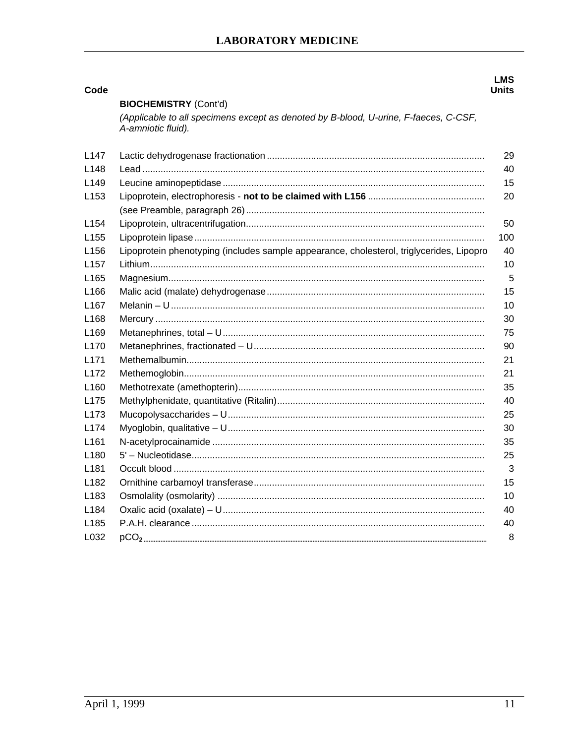## LABORATORY MEDICINE

| Code | | LMS Units |
|---|---|---|
| | **BIOCHEMISTRY** (Cont'd) | |
| | *(Applicable to all specimens except as denoted by B-blood, U-urine, F-faeces, C-CSF, A-amniotic fluid).* | |
| L147 | Lactic dehydrogenase fractionation | 29 |
| L148 | Lead | 40 |
| L149 | Leucine aminopeptidase | 15 |
| L153 | Lipoprotein, electrophoresis - **not to be claimed with L156** | 20 |
| | (see Preamble, paragraph 26) | |
| L154 | Lipoprotein, ultracentrifugation | 50 |
| L155 | Lipoprotein lipase | 100 |
| L156 | Lipoprotein phenotyping (includes sample appearance, cholesterol, triglycerides, Lipopro | 40 |
| L157 | Lithium | 10 |
| L165 | Magnesium | 5 |
| L166 | Malic acid (malate) dehydrogenase | 15 |
| L167 | Melanin – U | 10 |
| L168 | Mercury | 30 |
| L169 | Metanephrines, total – U | 75 |
| L170 | Metanephrines, fractionated – U | 90 |
| L171 | Methemalbumin | 21 |
| L172 | Methemoglobin | 21 |
| L160 | Methotrexate (amethopterin) | 35 |
| L175 | Methylphenidate, quantitative (Ritalin) | 40 |
| L173 | Mucopolysaccharides – U | 25 |
| L174 | Myoglobin, qualitative – U | 30 |
| L161 | N-acetylprocainamide | 35 |
| L180 | 5' – Nucleotidase | 25 |
| L181 | Occult blood | 3 |
| L182 | Ornithine carbamoyl transferase | 15 |
| L183 | Osmolality (osmolarity) | 10 |
| L184 | Oxalic acid (oxalate) – U | 40 |
| L185 | P.A.H. clearance | 40 |
| L032 | $pCO_2$ | 8 |

April 1, 1999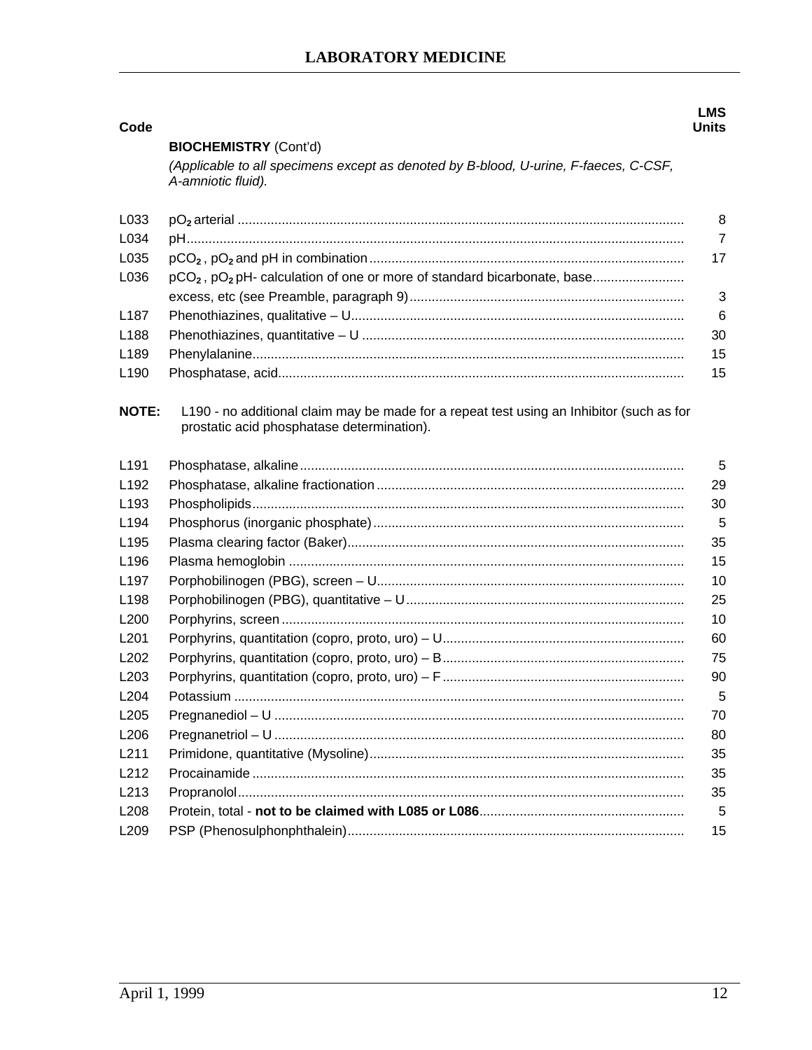# LABORATORY MEDICINE

| Code | | LMS Units |
|---|---|---|
| | **BIOCHEMISTRY** (Cont'd) | |
| | *(Applicable to all specimens except as denoted by B-blood, U-urine, F-faeces, C-CSF, A-amniotic fluid).* | |
| L033 | $pO_2$ arterial | 8 |
| L034 | pH | 7 |
| L035 | $pCO_2$ , $pO_2$ and pH in combination | 17 |
| L036 | $pCO_2$ , $pO_2$ pH- calculation of one or more of standard bicarbonate, base excess, etc (see Preamble, paragraph 9) | 3 |
| L187 | Phenothiazines, qualitative – U | 6 |
| L188 | Phenothiazines, quantitative – U | 30 |
| L189 | Phenylalanine | 15 |
| L190 | Phosphatase, acid | 15 |

**NOTE:** L190 - no additional claim may be made for a repeat test using an Inhibitor (such as for prostatic acid phosphatase determination).

| Code | | LMS Units |
|---|---|---|
| L191 | Phosphatase, alkaline | 5 |
| L192 | Phosphatase, alkaline fractionation | 29 |
| L193 | Phospholipids | 30 |
| L194 | Phosphorus (inorganic phosphate) | 5 |
| L195 | Plasma clearing factor (Baker) | 35 |
| L196 | Plasma hemoglobin | 15 |
| L197 | Porphobilinogen (PBG), screen – U | 10 |
| L198 | Porphobilinogen (PBG), quantitative – U | 25 |
| L200 | Porphyrins, screen | 10 |
| L201 | Porphyrins, quantitation (copro, proto, uro) – U | 60 |
| L202 | Porphyrins, quantitation (copro, proto, uro) – B | 75 |
| L203 | Porphyrins, quantitation (copro, proto, uro) – F | 90 |
| L204 | Potassium | 5 |
| L205 | Pregnanediol – U | 70 |
| L206 | Pregnanetriol – U | 80 |
| L211 | Primidone, quantitative (Mysoline) | 35 |
| L212 | Procainamide | 35 |
| L213 | Propranolol | 35 |
| L208 | Protein, total - **not to be claimed with L085 or L086** | 5 |
| L209 | PSP (Phenosulphonphthalein) | 15 |

April 1, 1999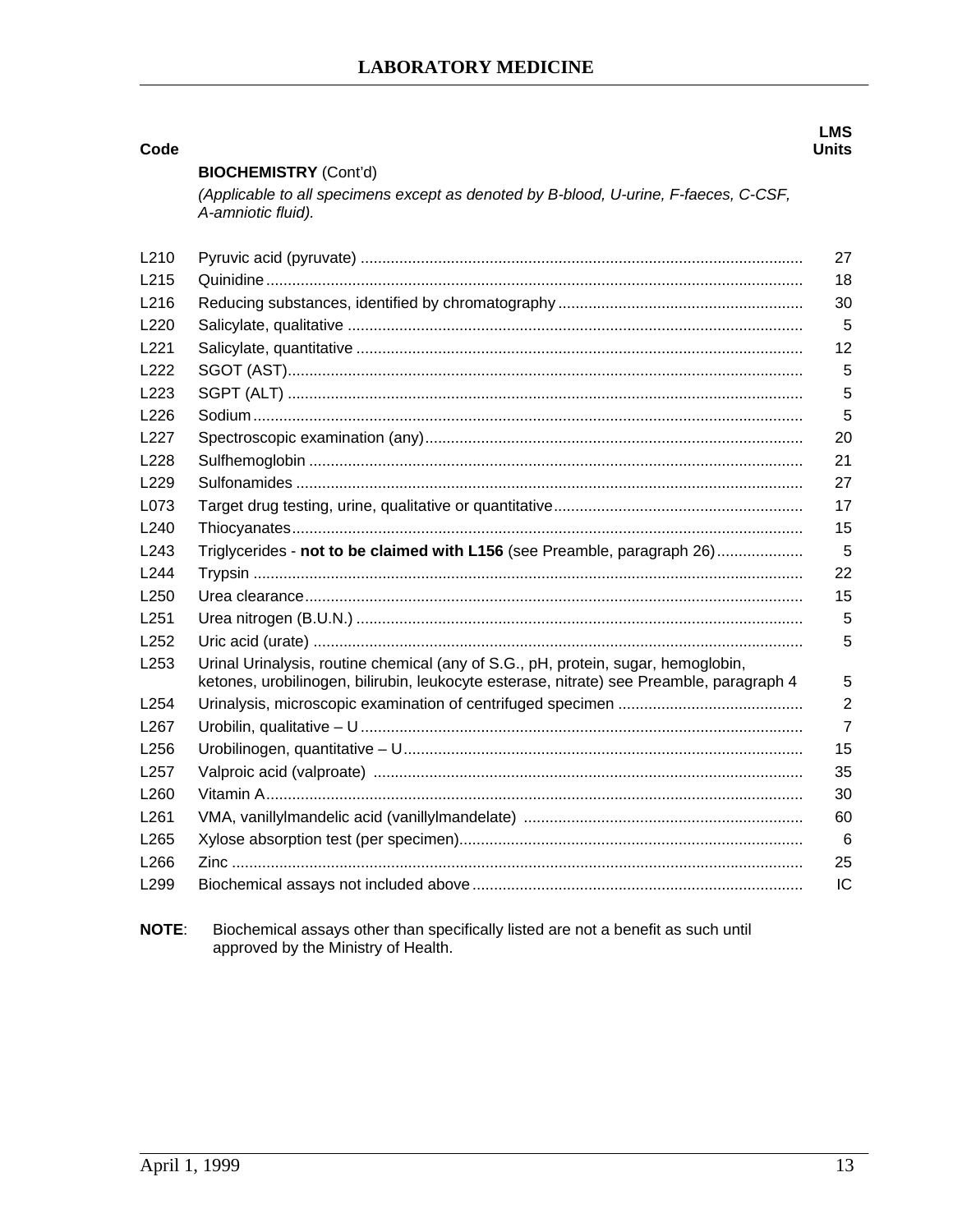| Code | | LMS Units |
|---|---|---|
| | **BIOCHEMISTRY** (Cont'd) | |
| | *(Applicable to all specimens except as denoted by B-blood, U-urine, F-faeces, C-CSF, A-amniotic fluid).* | |
| L210 | Pyruvic acid (pyruvate) | 27 |
| L215 | Quinidine | 18 |
| L216 | Reducing substances, identified by chromatography | 30 |
| L220 | Salicylate, qualitative | 5 |
| L221 | Salicylate, quantitative | 12 |
| L222 | SGOT (AST) | 5 |
| L223 | SGPT (ALT) | 5 |
| L226 | Sodium | 5 |
| L227 | Spectroscopic examination (any) | 20 |
| L228 | Sulfhemoglobin | 21 |
| L229 | Sulfonamides | 27 |
| L073 | Target drug testing, urine, qualitative or quantitative | 17 |
| L240 | Thiocyanates | 15 |
| L243 | Triglycerides - **not to be claimed with L156** (see Preamble, paragraph 26) | 5 |
| L244 | Trypsin | 22 |
| L250 | Urea clearance | 15 |
| L251 | Urea nitrogen (B.U.N.) | 5 |
| L252 | Uric acid (urate) | 5 |
| L253 | Urinal Urinalysis, routine chemical (any of S.G., pH, protein, sugar, hemoglobin, ketones, urobilinogen, bilirubin, leukocyte esterase, nitrate) see Preamble, paragraph 4 | 5 |
| L254 | Urinalysis, microscopic examination of centrifuged specimen | 2 |
| L267 | Urobilin, qualitative – U | 7 |
| L256 | Urobilinogen, quantitative – U | 15 |
| L257 | Valproic acid (valproate) | 35 |
| L260 | Vitamin A | 30 |
| L261 | VMA, vanillylmandelic acid (vanillylmandelate) | 60 |
| L265 | Xylose absorption test (per specimen) | 6 |
| L266 | Zinc | 25 |
| L299 | Biochemical assays not included above | IC |

**NOTE**: Biochemical assays other than specifically listed are not a benefit as such until approved by the Ministry of Health.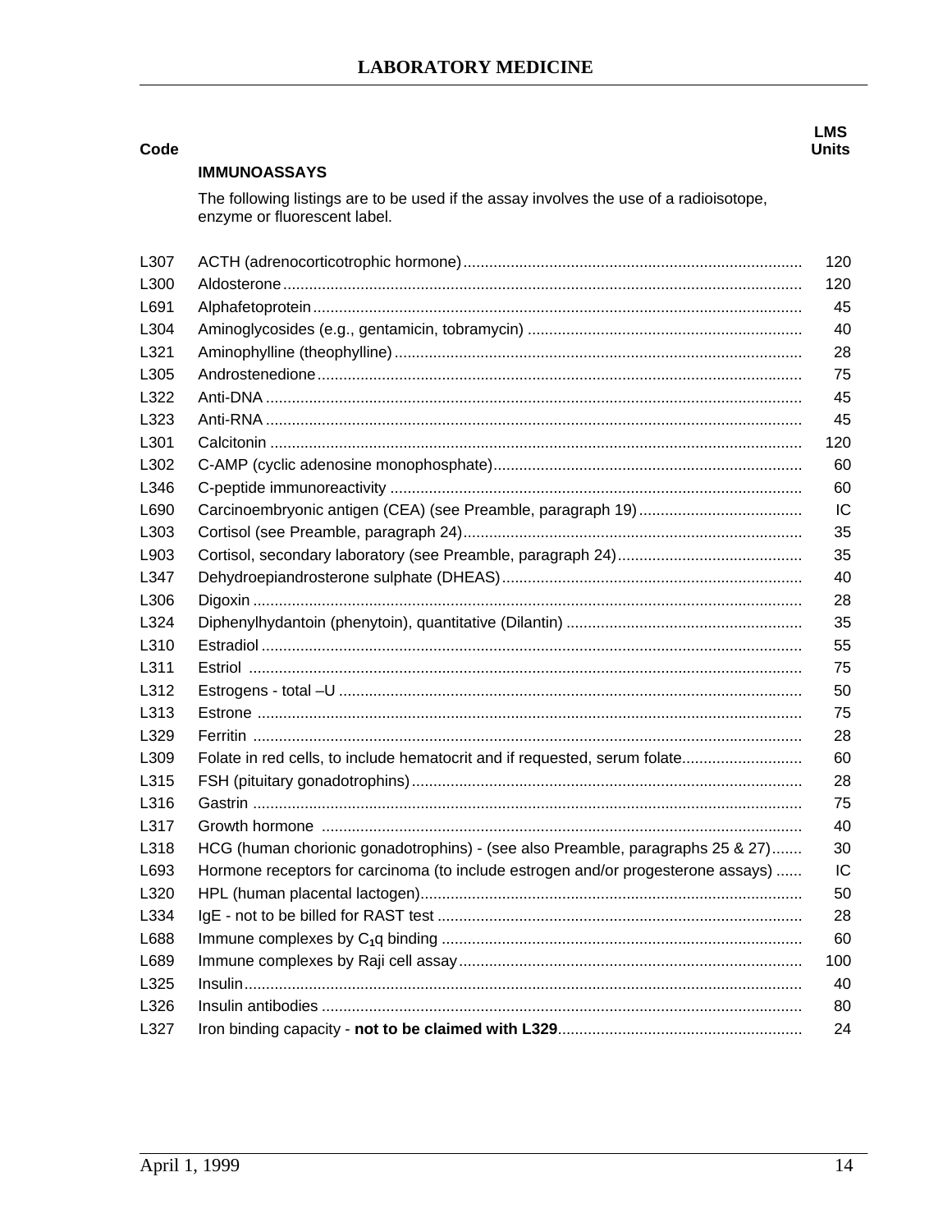# LABORATORY MEDICINE

| Code | | LMS Units |
|---|---|---|
| | **IMMUNOASSAYS** | |
| | The following listings are to be used if the assay involves the use of a radioisotope, enzyme or fluorescent label. | |
| L307 | ACTH (adrenocorticotrophic hormone) | 120 |
| L300 | Aldosterone | 120 |
| L691 | Alphafetoprotein | 45 |
| L304 | Aminoglycosides (e.g., gentamicin, tobramycin) | 40 |
| L321 | Aminophylline (theophylline) | 28 |
| L305 | Androstenedione | 75 |
| L322 | Anti-DNA | 45 |
| L323 | Anti-RNA | 45 |
| L301 | Calcitonin | 120 |
| L302 | C-AMP (cyclic adenosine monophosphate) | 60 |
| L346 | C-peptide immunoreactivity | 60 |
| L690 | Carcinoembryonic antigen (CEA) (see Preamble, paragraph 19) | IC |
| L303 | Cortisol (see Preamble, paragraph 24) | 35 |
| L903 | Cortisol, secondary laboratory (see Preamble, paragraph 24) | 35 |
| L347 | Dehydroepiandrosterone sulphate (DHEAS) | 40 |
| L306 | Digoxin | 28 |
| L324 | Diphenylhydantoin (phenytoin), quantitative (Dilantin) | 35 |
| L310 | Estradiol | 55 |
| L311 | Estriol | 75 |
| L312 | Estrogens - total –U | 50 |
| L313 | Estrone | 75 |
| L329 | Ferritin | 28 |
| L309 | Folate in red cells, to include hematocrit and if requested, serum folate | 60 |
| L315 | FSH (pituitary gonadotrophins) | 28 |
| L316 | Gastrin | 75 |
| L317 | Growth hormone | 40 |
| L318 | HCG (human chorionic gonadotrophins) - (see also Preamble, paragraphs 25 & 27) | 30 |
| L693 | Hormone receptors for carcinoma (to include estrogen and/or progesterone assays) | IC |
| L320 | HPL (human placental lactogen) | 50 |
| L334 | IgE - not to be billed for RAST test | 28 |
| L688 | Immune complexes by $C_1$q binding | 60 |
| L689 | Immune complexes by Raji cell assay | 100 |
| L325 | Insulin | 40 |
| L326 | Insulin antibodies | 80 |
| L327 | Iron binding capacity - **not to be claimed with L329** | 24 |

April 1, 1999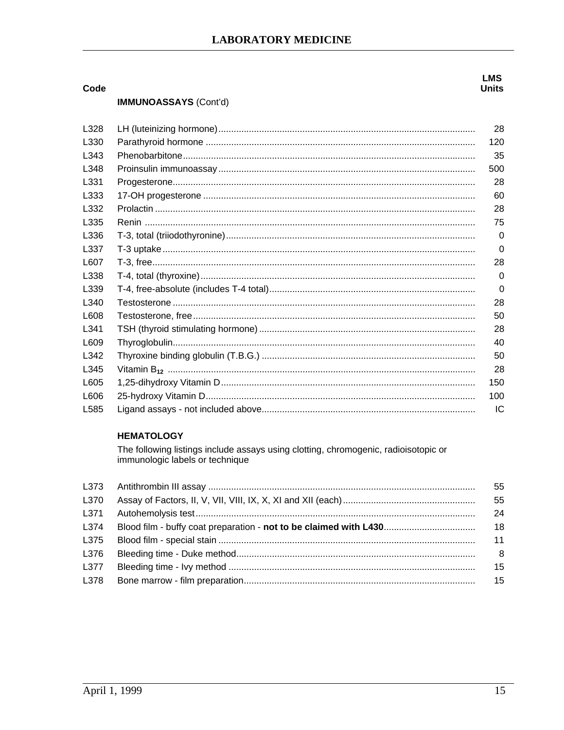## LABORATORY MEDICINE

| Code | | LMS Units |
|---|---|---|
| | **IMMUNOASSAYS** (Cont'd) | |
| L328 | LH (luteinizing hormone) | 28 |
| L330 | Parathyroid hormone | 120 |
| L343 | Phenobarbitone | 35 |
| L348 | Proinsulin immunoassay | 500 |
| L331 | Progesterone | 28 |
| L333 | 17-OH progesterone | 60 |
| L332 | Prolactin | 28 |
| L335 | Renin | 75 |
| L336 | T-3, total (triiodothyronine) | 0 |
| L337 | T-3 uptake | 0 |
| L607 | T-3, free | 28 |
| L338 | T-4, total (thyroxine) | 0 |
| L339 | T-4, free-absolute (includes T-4 total) | 0 |
| L340 | Testosterone | 28 |
| L608 | Testosterone, free | 50 |
| L341 | TSH (thyroid stimulating hormone) | 28 |
| L609 | Thyroglobulin | 40 |
| L342 | Thyroxine binding globulin (T.B.G.) | 50 |
| L345 | Vitamin $B_{12}$ | 28 |
| L605 | 1,25-dihydroxy Vitamin D | 150 |
| L606 | 25-hydroxy Vitamin D | 100 |
| L585 | Ligand assays - not included above | IC |

### HEMATOLOGY

The following listings include assays using clotting, chromogenic, radioisotopic or immunologic labels or technique

| Code | | LMS Units |
|---|---|---|
| L373 | Antithrombin III assay | 55 |
| L370 | Assay of Factors, II, V, VII, VIII, IX, X, XI and XII (each) | 55 |
| L371 | Autohemolysis test | 24 |
| L374 | Blood film - buffy coat preparation - **not to be claimed with L430** | 18 |
| L375 | Blood film - special stain | 11 |
| L376 | Bleeding time - Duke method | 8 |
| L377 | Bleeding time - Ivy method | 15 |
| L378 | Bone marrow - film preparation | 15 |

April 1, 1999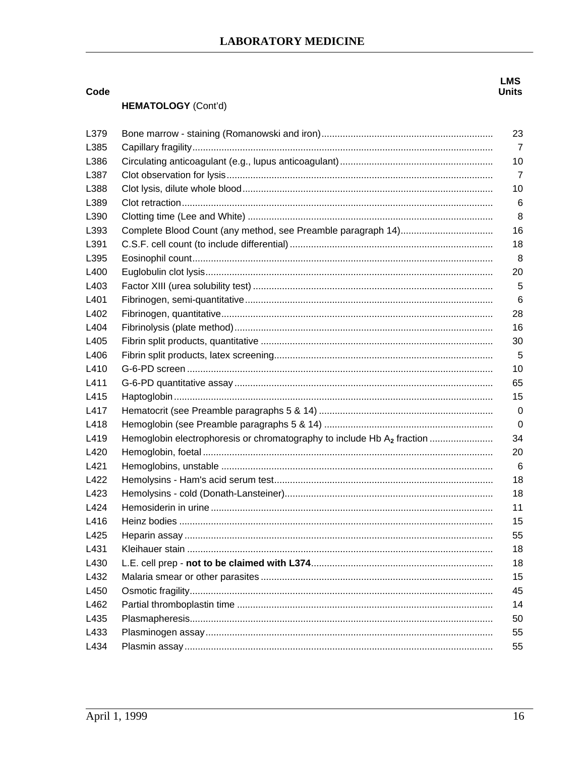# LABORATORY MEDICINE

| Code | HEMATOLOGY (Cont'd) | LMS Units |
|---|---|---|
| L379 | Bone marrow - staining (Romanowski and iron) | 23 |
| L385 | Capillary fragility | 7 |
| L386 | Circulating anticoagulant (e.g., lupus anticoagulant) | 10 |
| L387 | Clot observation for lysis | 7 |
| L388 | Clot lysis, dilute whole blood | 10 |
| L389 | Clot retraction | 6 |
| L390 | Clotting time (Lee and White) | 8 |
| L393 | Complete Blood Count (any method, see Preamble paragraph 14) | 16 |
| L391 | C.S.F. cell count (to include differential) | 18 |
| L395 | Eosinophil count | 8 |
| L400 | Euglobulin clot lysis | 20 |
| L403 | Factor XIII (urea solubility test) | 5 |
| L401 | Fibrinogen, semi-quantitative | 6 |
| L402 | Fibrinogen, quantitative | 28 |
| L404 | Fibrinolysis (plate method) | 16 |
| L405 | Fibrin split products, quantitative | 30 |
| L406 | Fibrin split products, latex screening | 5 |
| L410 | G-6-PD screen | 10 |
| L411 | G-6-PD quantitative assay | 65 |
| L415 | Haptoglobin | 15 |
| L417 | Hematocrit (see Preamble paragraphs 5 & 14) | 0 |
| L418 | Hemoglobin (see Preamble paragraphs 5 & 14) | 0 |
| L419 | Hemoglobin electrophoresis or chromatography to include Hb $A_2$ fraction | 34 |
| L420 | Hemoglobin, foetal | 20 |
| L421 | Hemoglobins, unstable | 6 |
| L422 | Hemolysins - Ham's acid serum test | 18 |
| L423 | Hemolysins - cold (Donath-Lansteiner) | 18 |
| L424 | Hemosiderin in urine | 11 |
| L416 | Heinz bodies | 15 |
| L425 | Heparin assay | 55 |
| L431 | Kleihauer stain | 18 |
| L430 | L.E. cell prep - **not to be claimed with L374** | 18 |
| L432 | Malaria smear or other parasites | 15 |
| L450 | Osmotic fragility | 45 |
| L462 | Partial thromboplastin time | 14 |
| L435 | Plasmapheresis | 50 |
| L433 | Plasminogen assay | 55 |
| L434 | Plasmin assay | 55 |

April 1, 1999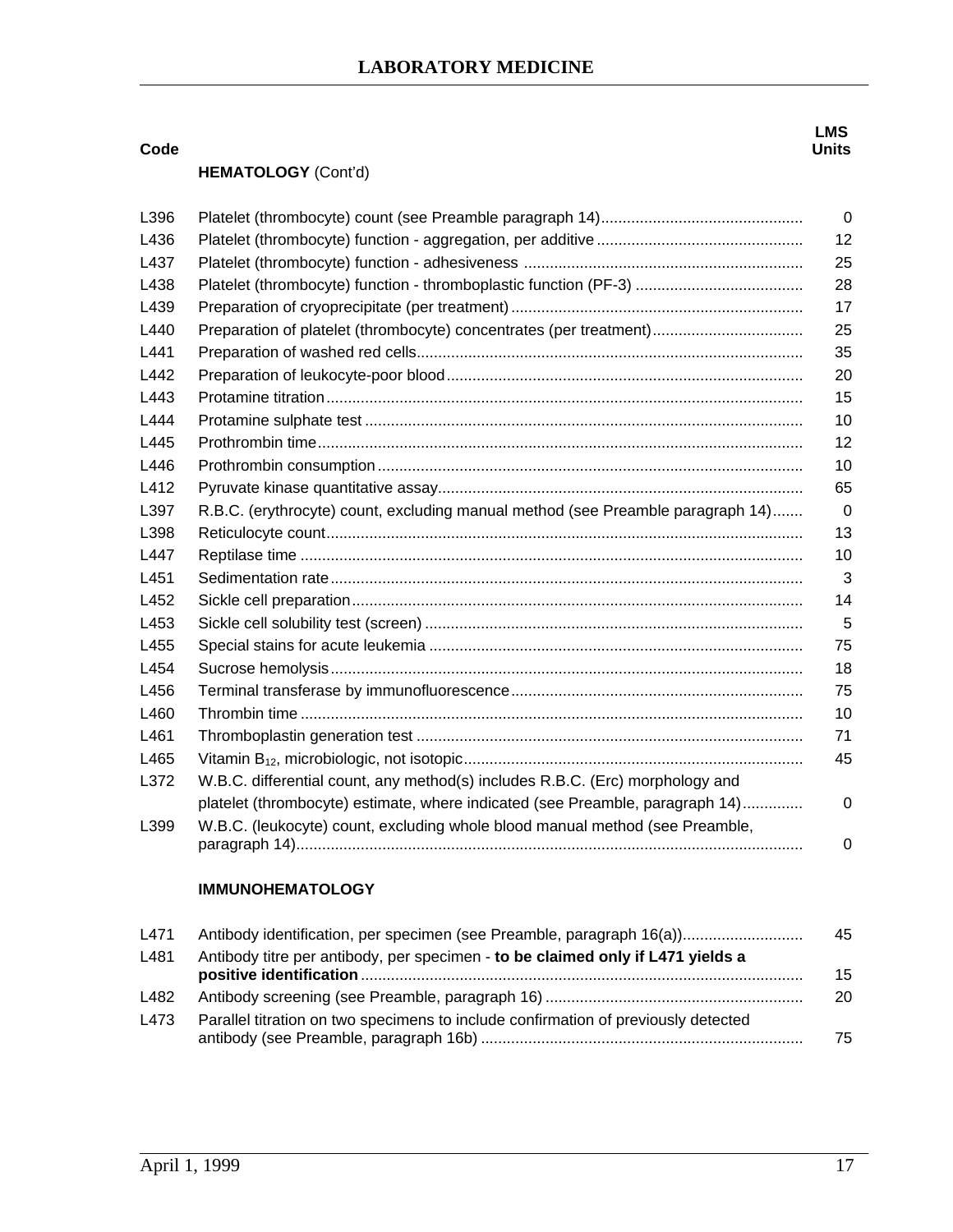# LABORATORY MEDICINE

| Code | | LMS Units |
|---|---|---|
| | **HEMATOLOGY** (Cont'd) | |
| L396 | Platelet (thrombocyte) count (see Preamble paragraph 14) | 0 |
| L436 | Platelet (thrombocyte) function - aggregation, per additive | 12 |
| L437 | Platelet (thrombocyte) function - adhesiveness | 25 |
| L438 | Platelet (thrombocyte) function - thromboplastic function (PF-3) | 28 |
| L439 | Preparation of cryoprecipitate (per treatment) | 17 |
| L440 | Preparation of platelet (thrombocyte) concentrates (per treatment) | 25 |
| L441 | Preparation of washed red cells | 35 |
| L442 | Preparation of leukocyte-poor blood | 20 |
| L443 | Protamine titration | 15 |
| L444 | Protamine sulphate test | 10 |
| L445 | Prothrombin time | 12 |
| L446 | Prothrombin consumption | 10 |
| L412 | Pyruvate kinase quantitative assay | 65 |
| L397 | R.B.C. (erythrocyte) count, excluding manual method (see Preamble paragraph 14) | 0 |
| L398 | Reticulocyte count | 13 |
| L447 | Reptilase time | 10 |
| L451 | Sedimentation rate | 3 |
| L452 | Sickle cell preparation | 14 |
| L453 | Sickle cell solubility test (screen) | 5 |
| L455 | Special stains for acute leukemia | 75 |
| L454 | Sucrose hemolysis | 18 |
| L456 | Terminal transferase by immunofluorescence | 75 |
| L460 | Thrombin time | 10 |
| L461 | Thromboplastin generation test | 71 |
| L465 | Vitamin $B_{12}$, microbiologic, not isotopic | 45 |
| L372 | W.B.C. differential count, any method(s) includes R.B.C. (Erc) morphology and platelet (thrombocyte) estimate, where indicated (see Preamble, paragraph 14) | 0 |
| L399 | W.B.C. (leukocyte) count, excluding whole blood manual method (see Preamble, paragraph 14) | 0 |
| | **IMMUNOHEMATOLOGY** | |
| L471 | Antibody identification, per specimen (see Preamble, paragraph 16(a)) | 45 |
| L481 | Antibody titre per antibody, per specimen - **to be claimed only if L471 yields a positive identification** | 15 |
| L482 | Antibody screening (see Preamble, paragraph 16) | 20 |
| L473 | Parallel titration on two specimens to include confirmation of previously detected antibody (see Preamble, paragraph 16b) | 75 |

April 1, 1999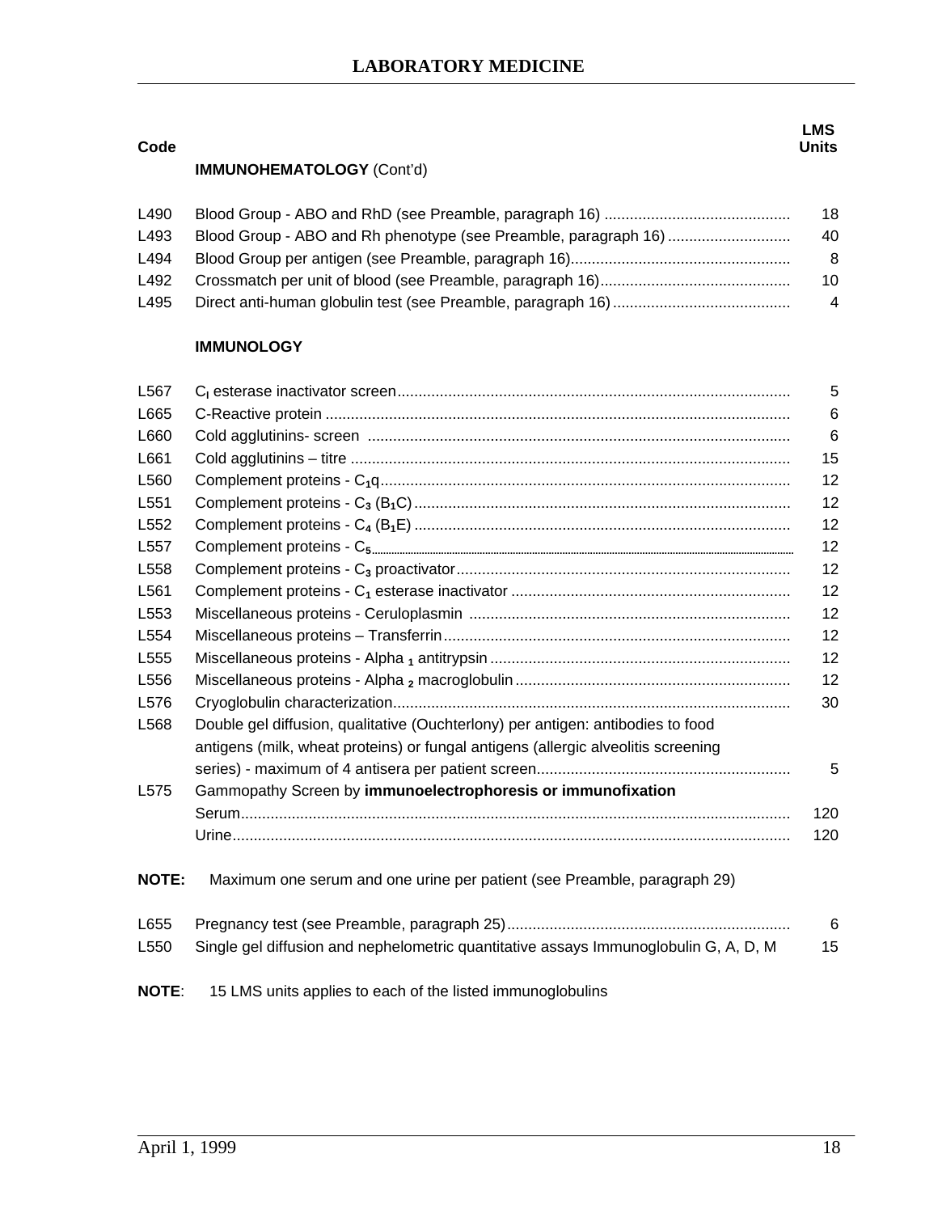# LABORATORY MEDICINE

| Code | | LMS Units |
|---|---|---|
| | **IMMUNOHEMATOLOGY** (Cont'd) | |
| L490 | Blood Group - ABO and RhD (see Preamble, paragraph 16) | 18 |
| L493 | Blood Group - ABO and Rh phenotype (see Preamble, paragraph 16) | 40 |
| L494 | Blood Group per antigen (see Preamble, paragraph 16) | 8 |
| L492 | Crossmatch per unit of blood (see Preamble, paragraph 16) | 10 |
| L495 | Direct anti-human globulin test (see Preamble, paragraph 16) | 4 |
| | **IMMUNOLOGY** | |
| L567 | $C_I$ esterase inactivator screen | 5 |
| L665 | C-Reactive protein | 6 |
| L660 | Cold agglutinins- screen | 6 |
| L661 | Cold agglutinins – titre | 15 |
| L560 | Complement proteins - $C_1q$ | 12 |
| L551 | Complement proteins - $C_3$ ($B_1C$) | 12 |
| L552 | Complement proteins - $C_4$ ($B_1E$) | 12 |
| L557 | Complement proteins - $C_5$ | 12 |
| L558 | Complement proteins - $C_3$ proactivator | 12 |
| L561 | Complement proteins - $C_1$ esterase inactivator | 12 |
| L553 | Miscellaneous proteins - Ceruloplasmin | 12 |
| L554 | Miscellaneous proteins – Transferrin | 12 |
| L555 | Miscellaneous proteins - Alpha $_1$ antitrypsin | 12 |
| L556 | Miscellaneous proteins - Alpha $_2$ macroglobulin | 12 |
| L576 | Cryoglobulin characterization | 30 |
| L568 | Double gel diffusion, qualitative (Ouchterlony) per antigen: antibodies to food antigens (milk, wheat proteins) or fungal antigens (allergic alveolitis screening series) - maximum of 4 antisera per patient screen | 5 |
| L575 | Gammopathy Screen by **immunoelectrophoresis or immunofixation** | |
| | Serum | 120 |
| | Urine | 120 |

**NOTE:** Maximum one serum and one urine per patient (see Preamble, paragraph 29)

| Code | | LMS Units |
|---|---|---|
| L655 | Pregnancy test (see Preamble, paragraph 25) | 6 |
| L550 | Single gel diffusion and nephelometric quantitative assays Immunoglobulin G, A, D, M | 15 |

**NOTE**: 15 LMS units applies to each of the listed immunoglobulins

April 1, 1999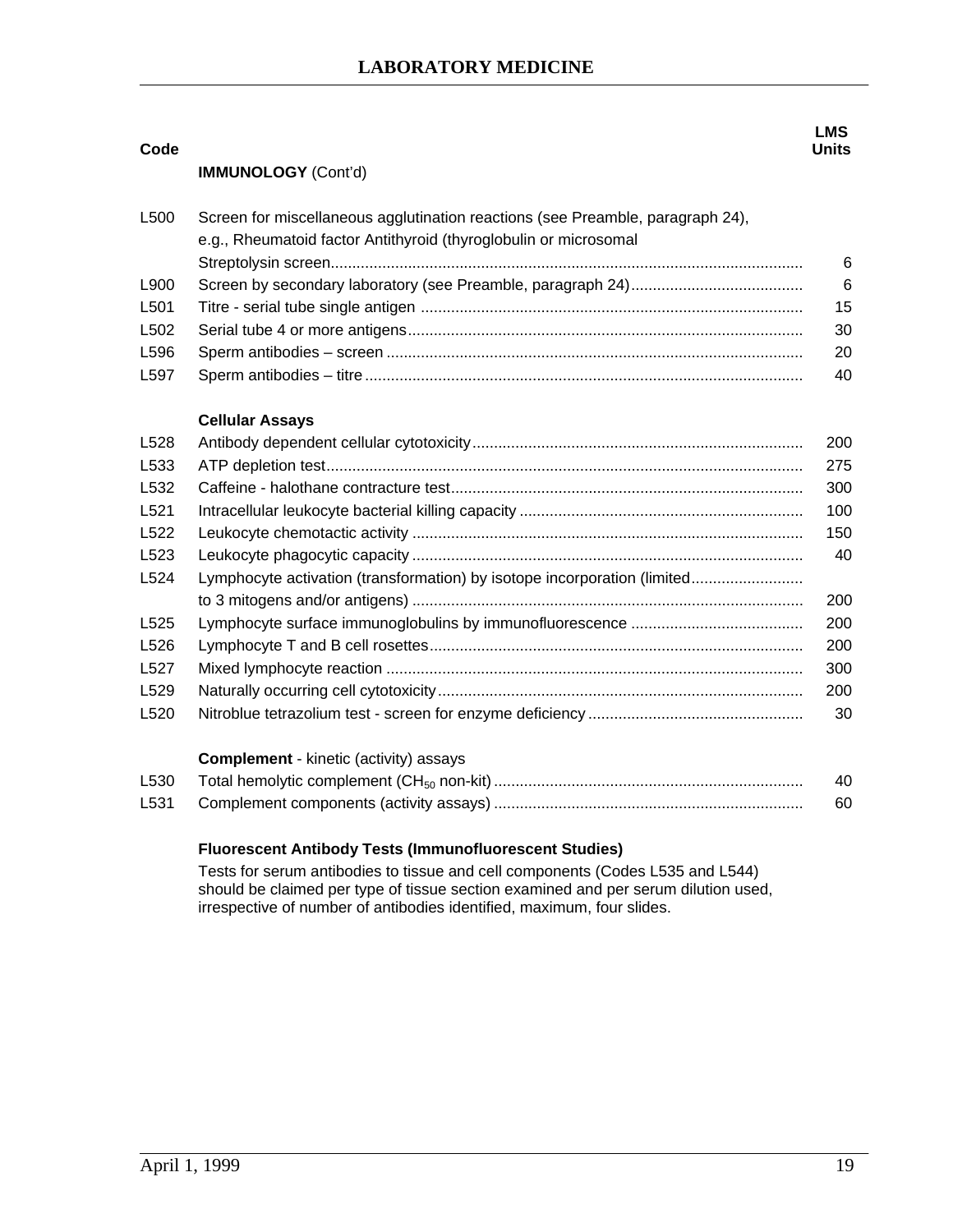| Code | | LMS Units |
|---|---|---|
| | **IMMUNOLOGY** (Cont'd) | |
| L500 | Screen for miscellaneous agglutination reactions (see Preamble, paragraph 24), e.g., Rheumatoid factor Antithyroid (thyroglobulin or microsomal Streptolysin screen | 6 |
| L900 | Screen by secondary laboratory (see Preamble, paragraph 24) | 6 |
| L501 | Titre - serial tube single antigen | 15 |
| L502 | Serial tube 4 or more antigens | 30 |
| L596 | Sperm antibodies – screen | 20 |
| L597 | Sperm antibodies – titre | 40 |
| | **Cellular Assays** | |
| L528 | Antibody dependent cellular cytotoxicity | 200 |
| L533 | ATP depletion test | 275 |
| L532 | Caffeine - halothane contracture test | 300 |
| L521 | Intracellular leukocyte bacterial killing capacity | 100 |
| L522 | Leukocyte chemotactic activity | 150 |
| L523 | Leukocyte phagocytic capacity | 40 |
| L524 | Lymphocyte activation (transformation) by isotope incorporation (limited to 3 mitogens and/or antigens) | 200 |
| L525 | Lymphocyte surface immunoglobulins by immunofluorescence | 200 |
| L526 | Lymphocyte T and B cell rosettes | 200 |
| L527 | Mixed lymphocyte reaction | 300 |
| L529 | Naturally occurring cell cytotoxicity | 200 |
| L520 | Nitroblue tetrazolium test - screen for enzyme deficiency | 30 |
| | **Complement** - kinetic (activity) assays | |
| L530 | Total hemolytic complement ($CH_{50}$ non-kit) | 40 |
| L531 | Complement components (activity assays) | 60 |

**Fluorescent Antibody Tests (Immunofluorescent Studies)**

Tests for serum antibodies to tissue and cell components (Codes L535 and L544) should be claimed per type of tissue section examined and per serum dilution used, irrespective of number of antibodies identified, maximum, four slides.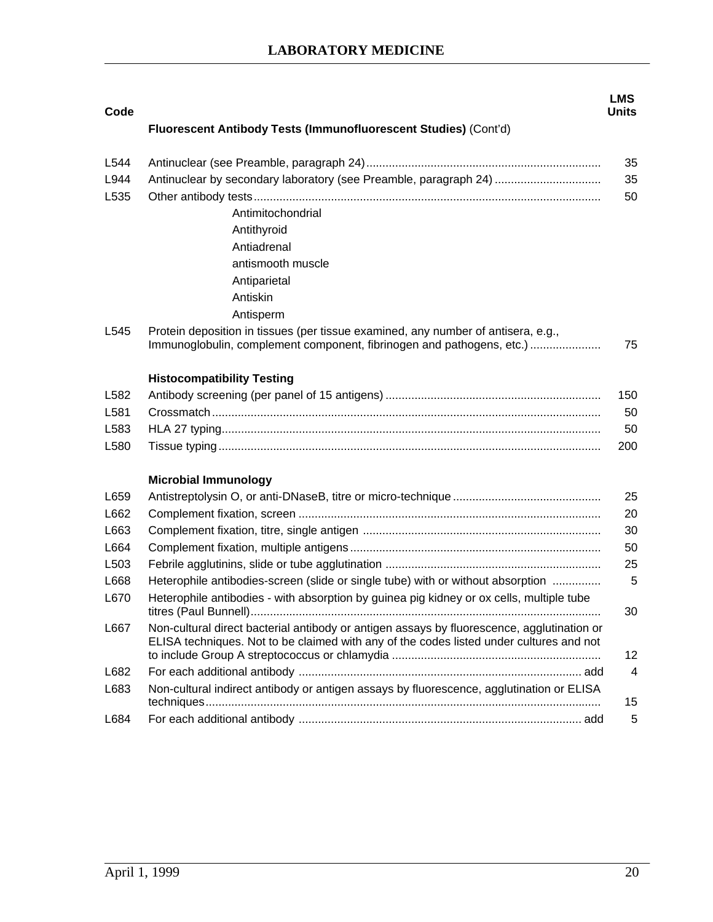# LABORATORY MEDICINE

| Code | | LMS Units |
|---|---|---|
| | **Fluorescent Antibody Tests (Immunofluorescent Studies)** (Cont'd) | |
| L544 | Antinuclear (see Preamble, paragraph 24) | 35 |
| L944 | Antinuclear by secondary laboratory (see Preamble, paragraph 24) | 35 |
| L535 | Other antibody tests<br>Antimitochondrial<br>Antithyroid<br>Antiadrenal<br>antismooth muscle<br>Antiparietal<br>Antiskin<br>Antisperm | 50 |
| L545 | Protein deposition in tissues (per tissue examined, any number of antisera, e.g., Immunoglobulin, complement component, fibrinogen and pathogens, etc.) | 75 |
| | **Histocompatibility Testing** | |
| L582 | Antibody screening (per panel of 15 antigens) | 150 |
| L581 | Crossmatch | 50 |
| L583 | HLA 27 typing | 50 |
| L580 | Tissue typing | 200 |
| | **Microbial Immunology** | |
| L659 | Antistreptolysin O, or anti-DNaseB, titre or micro-technique | 25 |
| L662 | Complement fixation, screen | 20 |
| L663 | Complement fixation, titre, single antigen | 30 |
| L664 | Complement fixation, multiple antigens | 50 |
| L503 | Febrile agglutinins, slide or tube agglutination | 25 |
| L668 | Heterophile antibodies-screen (slide or single tube) with or without absorption | 5 |
| L670 | Heterophile antibodies - with absorption by guinea pig kidney or ox cells, multiple tube titres (Paul Bunnell) | 30 |
| L667 | Non-cultural direct bacterial antibody or antigen assays by fluorescence, agglutination or ELISA techniques. Not to be claimed with any of the codes listed under cultures and not to include Group A streptococcus or chlamydia | 12 |
| L682 | For each additional antibody ... add | 4 |
| L683 | Non-cultural indirect antibody or antigen assays by fluorescence, agglutination or ELISA techniques | 15 |
| L684 | For each additional antibody ... add | 5 |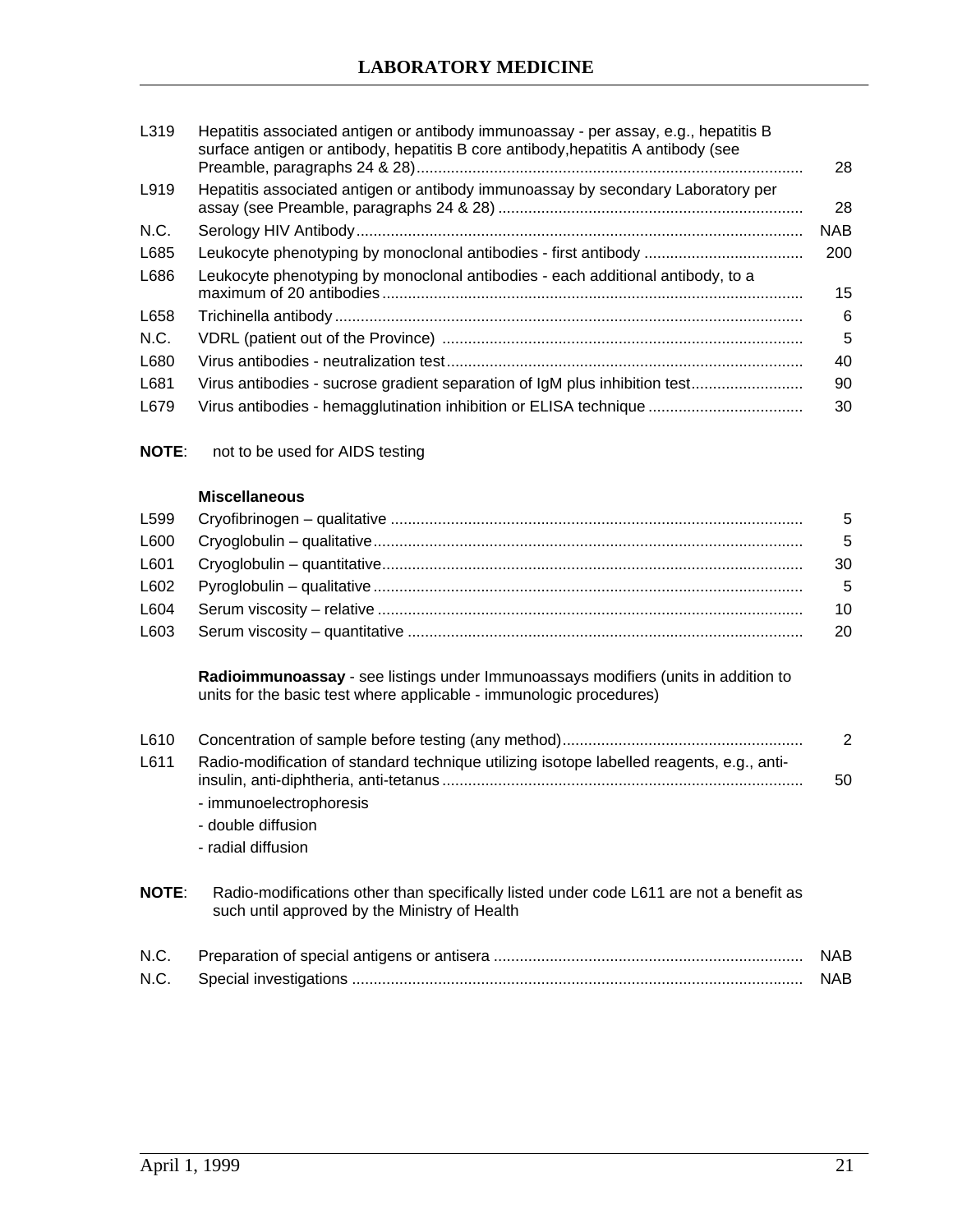| Code | Description | Units |
|---|---|---|
| L319 | Hepatitis associated antigen or antibody immunoassay - per assay, e.g., hepatitis B surface antigen or antibody, hepatitis B core antibody,hepatitis A antibody (see Preamble, paragraphs 24 & 28) | 28 |
| L919 | Hepatitis associated antigen or antibody immunoassay by secondary Laboratory per assay (see Preamble, paragraphs 24 & 28) | 28 |
| N.C. | Serology HIV Antibody | NAB |
| L685 | Leukocyte phenotyping by monoclonal antibodies - first antibody | 200 |
| L686 | Leukocyte phenotyping by monoclonal antibodies - each additional antibody, to a maximum of 20 antibodies | 15 |
| L658 | Trichinella antibody | 6 |
| N.C. | VDRL (patient out of the Province) | 5 |
| L680 | Virus antibodies - neutralization test | 40 |
| L681 | Virus antibodies - sucrose gradient separation of IgM plus inhibition test | 90 |
| L679 | Virus antibodies - hemagglutination inhibition or ELISA technique | 30 |

**NOTE**: not to be used for AIDS testing

**Miscellaneous**

| Code | Description | Units |
|---|---|---|
| L599 | Cryofibrinogen – qualitative | 5 |
| L600 | Cryoglobulin – qualitative | 5 |
| L601 | Cryoglobulin – quantitative | 30 |
| L602 | Pyroglobulin – qualitative | 5 |
| L604 | Serum viscosity – relative | 10 |
| L603 | Serum viscosity – quantitative | 20 |

**Radioimmunoassay** - see listings under Immunoassays modifiers (units in addition to units for the basic test where applicable - immunologic procedures)

| Code | Description | Units |
|---|---|---|
| L610 | Concentration of sample before testing (any method) | 2 |
| L611 | Radio-modification of standard technique utilizing isotope labelled reagents, e.g., anti-insulin, anti-diphtheria, anti-tetanus | 50 |
| | - immunoelectrophoresis | |
| | - double diffusion | |
| | - radial diffusion | |

**NOTE**: Radio-modifications other than specifically listed under code L611 are not a benefit as such until approved by the Ministry of Health

| Code | Description | Units |
|---|---|---|
| N.C. | Preparation of special antigens or antisera | NAB |
| N.C. | Special investigations | NAB |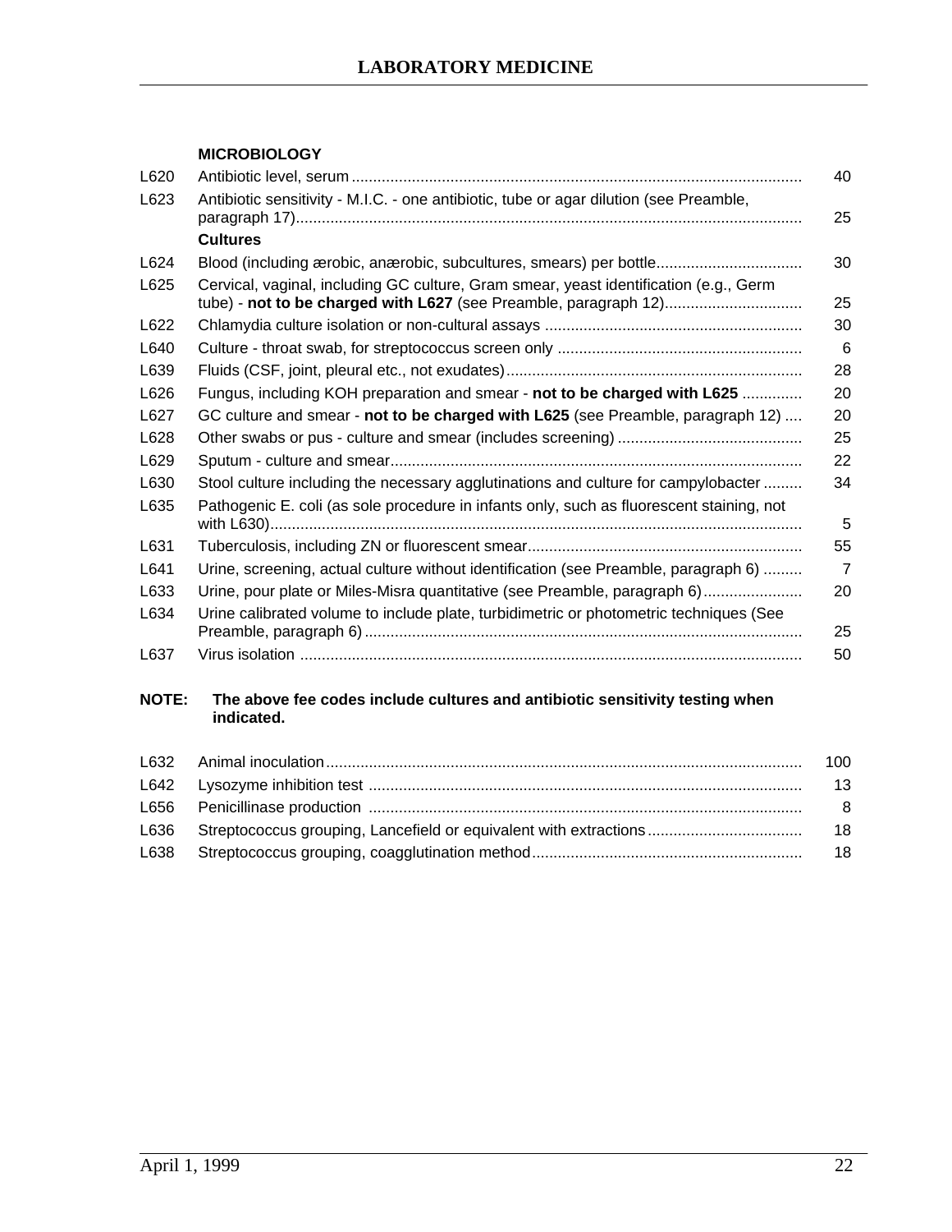# LABORATORY MEDICINE

### MICROBIOLOGY

| Code | Description | Fee |
|---|---|---|
| L620 | Antibiotic level, serum | 40 |
| L623 | Antibiotic sensitivity - M.I.C. - one antibiotic, tube or agar dilution (see Preamble, paragraph 17) | 25 |
| | **Cultures** | |
| L624 | Blood (including ærobic, anærobic, subcultures, smears) per bottle | 30 |
| L625 | Cervical, vaginal, including GC culture, Gram smear, yeast identification (e.g., Germ tube) - **not to be charged with L627** (see Preamble, paragraph 12) | 25 |
| L622 | Chlamydia culture isolation or non-cultural assays | 30 |
| L640 | Culture - throat swab, for streptococcus screen only | 6 |
| L639 | Fluids (CSF, joint, pleural etc., not exudates) | 28 |
| L626 | Fungus, including KOH preparation and smear - **not to be charged with L625** | 20 |
| L627 | GC culture and smear - **not to be charged with L625** (see Preamble, paragraph 12) | 20 |
| L628 | Other swabs or pus - culture and smear (includes screening) | 25 |
| L629 | Sputum - culture and smear | 22 |
| L630 | Stool culture including the necessary agglutinations and culture for campylobacter | 34 |
| L635 | Pathogenic E. coli (as sole procedure in infants only, such as fluorescent staining, not with L630) | 5 |
| L631 | Tuberculosis, including ZN or fluorescent smear | 55 |
| L641 | Urine, screening, actual culture without identification (see Preamble, paragraph 6) | 7 |
| L633 | Urine, pour plate or Miles-Misra quantitative (see Preamble, paragraph 6) | 20 |
| L634 | Urine calibrated volume to include plate, turbidimetric or photometric techniques (See Preamble, paragraph 6) | 25 |
| L637 | Virus isolation | 50 |

**NOTE: The above fee codes include cultures and antibiotic sensitivity testing when indicated.**

| Code | Description | Fee |
|---|---|---|
| L632 | Animal inoculation | 100 |
| L642 | Lysozyme inhibition test | 13 |
| L656 | Penicillinase production | 8 |
| L636 | Streptococcus grouping, Lancefield or equivalent with extractions | 18 |
| L638 | Streptococcus grouping, coagglutination method | 18 |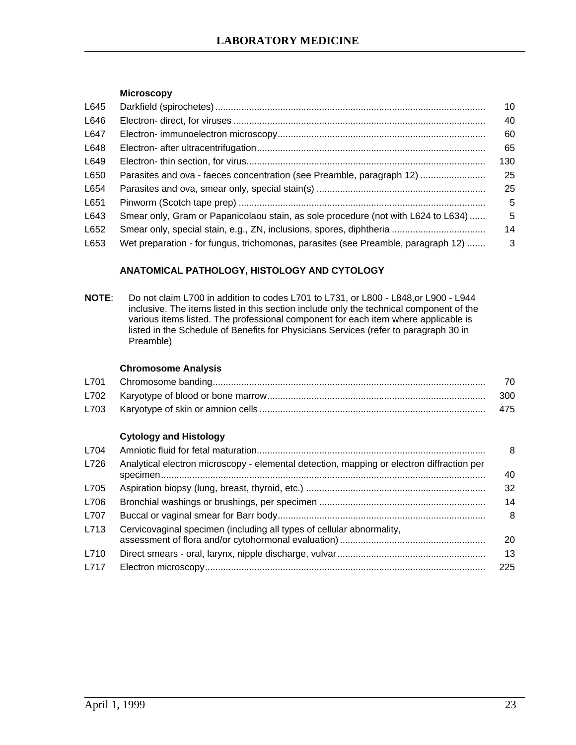# LABORATORY MEDICINE

### Microscopy

| Code | Description | Fee |
|---|---|---|
| L645 | Darkfield (spirochetes) | 10 |
| L646 | Electron- direct, for viruses | 40 |
| L647 | Electron- immunoelectron microscopy | 60 |
| L648 | Electron- after ultracentrifugation | 65 |
| L649 | Electron- thin section, for virus | 130 |
| L650 | Parasites and ova - faeces concentration (see Preamble, paragraph 12) | 25 |
| L654 | Parasites and ova, smear only, special stain(s) | 25 |
| L651 | Pinworm (Scotch tape prep) | 5 |
| L643 | Smear only, Gram or Papanicolaou stain, as sole procedure (not with L624 to L634) | 5 |
| L652 | Smear only, special stain, e.g., ZN, inclusions, spores, diphtheria | 14 |
| L653 | Wet preparation - for fungus, trichomonas, parasites (see Preamble, paragraph 12) | 3 |

## ANATOMICAL PATHOLOGY, HISTOLOGY AND CYTOLOGY

**NOTE**: Do not claim L700 in addition to codes L701 to L731, or L800 - L848,or L900 - L944 inclusive. The items listed in this section include only the technical component of the various items listed. The professional component for each item where applicable is listed in the Schedule of Benefits for Physicians Services (refer to paragraph 30 in Preamble)

### Chromosome Analysis

| Code | Description | Fee |
|---|---|---|
| L701 | Chromosome banding | 70 |
| L702 | Karyotype of blood or bone marrow | 300 |
| L703 | Karyotype of skin or amnion cells | 475 |

### Cytology and Histology

| Code | Description | Fee |
|---|---|---|
| L704 | Amniotic fluid for fetal maturation | 8 |
| L726 | Analytical electron microscopy - elemental detection, mapping or electron diffraction per specimen | 40 |
| L705 | Aspiration biopsy (lung, breast, thyroid, etc.) | 32 |
| L706 | Bronchial washings or brushings, per specimen | 14 |
| L707 | Buccal or vaginal smear for Barr body | 8 |
| L713 | Cervicovaginal specimen (including all types of cellular abnormality, assessment of flora and/or cytohormonal evaluation) | 20 |
| L710 | Direct smears - oral, larynx, nipple discharge, vulvar | 13 |
| L717 | Electron microscopy | 225 |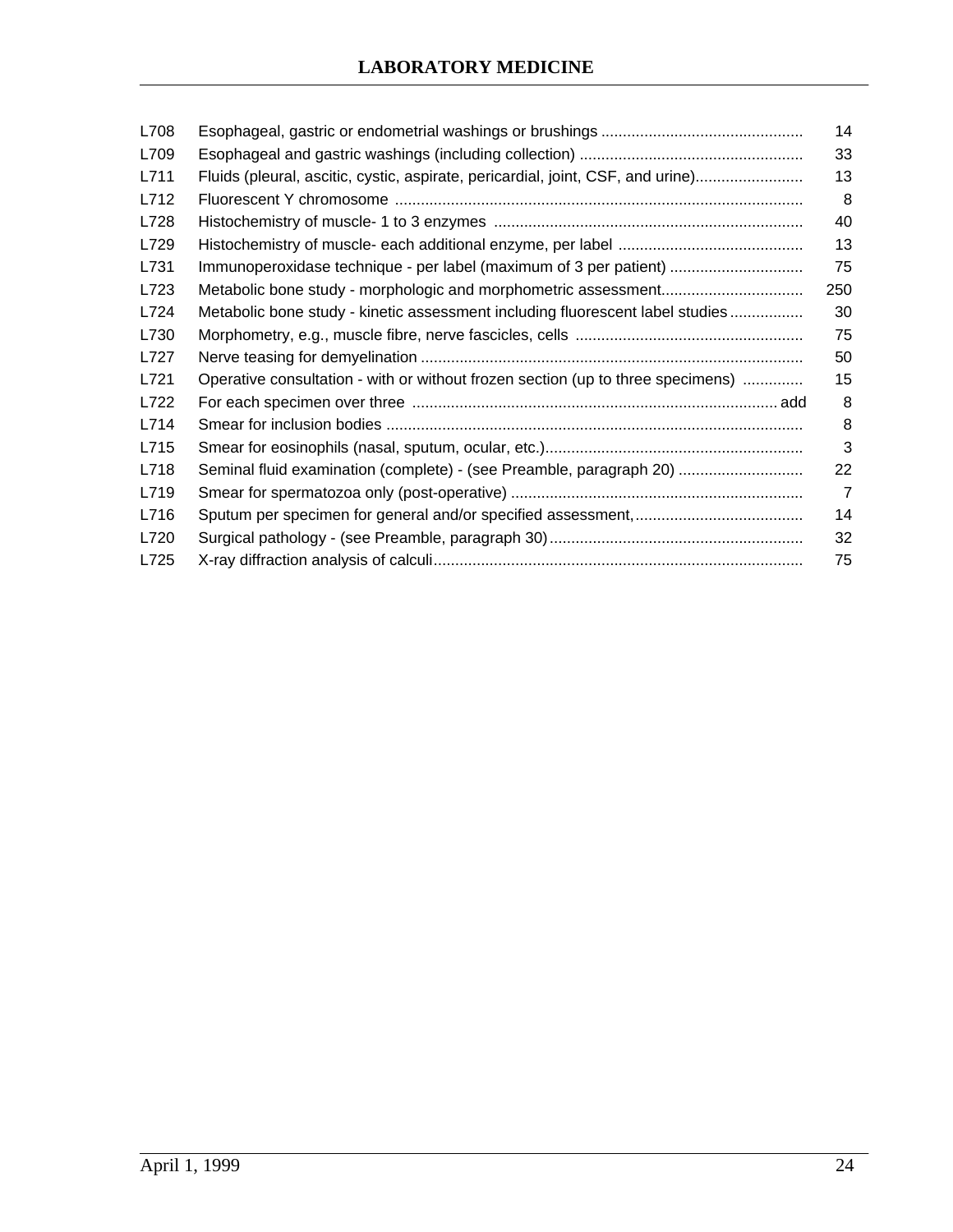| | | |
|---|---|---|
| L708 | Esophageal, gastric or endometrial washings or brushings | 14 |
| L709 | Esophageal and gastric washings (including collection) | 33 |
| L711 | Fluids (pleural, ascitic, cystic, aspirate, pericardial, joint, CSF, and urine) | 13 |
| L712 | Fluorescent Y chromosome | 8 |
| L728 | Histochemistry of muscle- 1 to 3 enzymes | 40 |
| L729 | Histochemistry of muscle- each additional enzyme, per label | 13 |
| L731 | Immunoperoxidase technique - per label (maximum of 3 per patient) | 75 |
| L723 | Metabolic bone study - morphologic and morphometric assessment | 250 |
| L724 | Metabolic bone study - kinetic assessment including fluorescent label studies | 30 |
| L730 | Morphometry, e.g., muscle fibre, nerve fascicles, cells | 75 |
| L727 | Nerve teasing for demyelination | 50 |
| L721 | Operative consultation - with or without frozen section (up to three specimens) | 15 |
| L722 | For each specimen over three ... add | 8 |
| L714 | Smear for inclusion bodies | 8 |
| L715 | Smear for eosinophils (nasal, sputum, ocular, etc.) | 3 |
| L718 | Seminal fluid examination (complete) - (see Preamble, paragraph 20) | 22 |
| L719 | Smear for spermatozoa only (post-operative) | 7 |
| L716 | Sputum per specimen for general and/or specified assessment, | 14 |
| L720 | Surgical pathology - (see Preamble, paragraph 30) | 32 |
| L725 | X-ray diffraction analysis of calculi | 75 |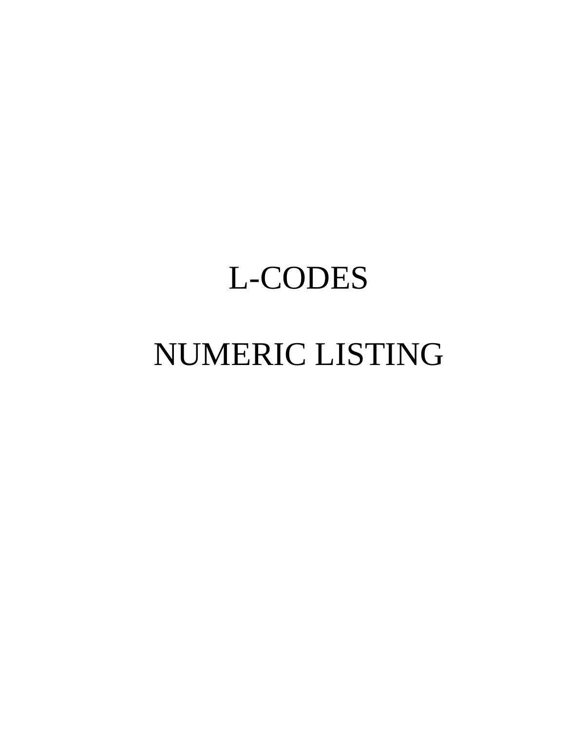# L-CODES

# NUMERIC LISTING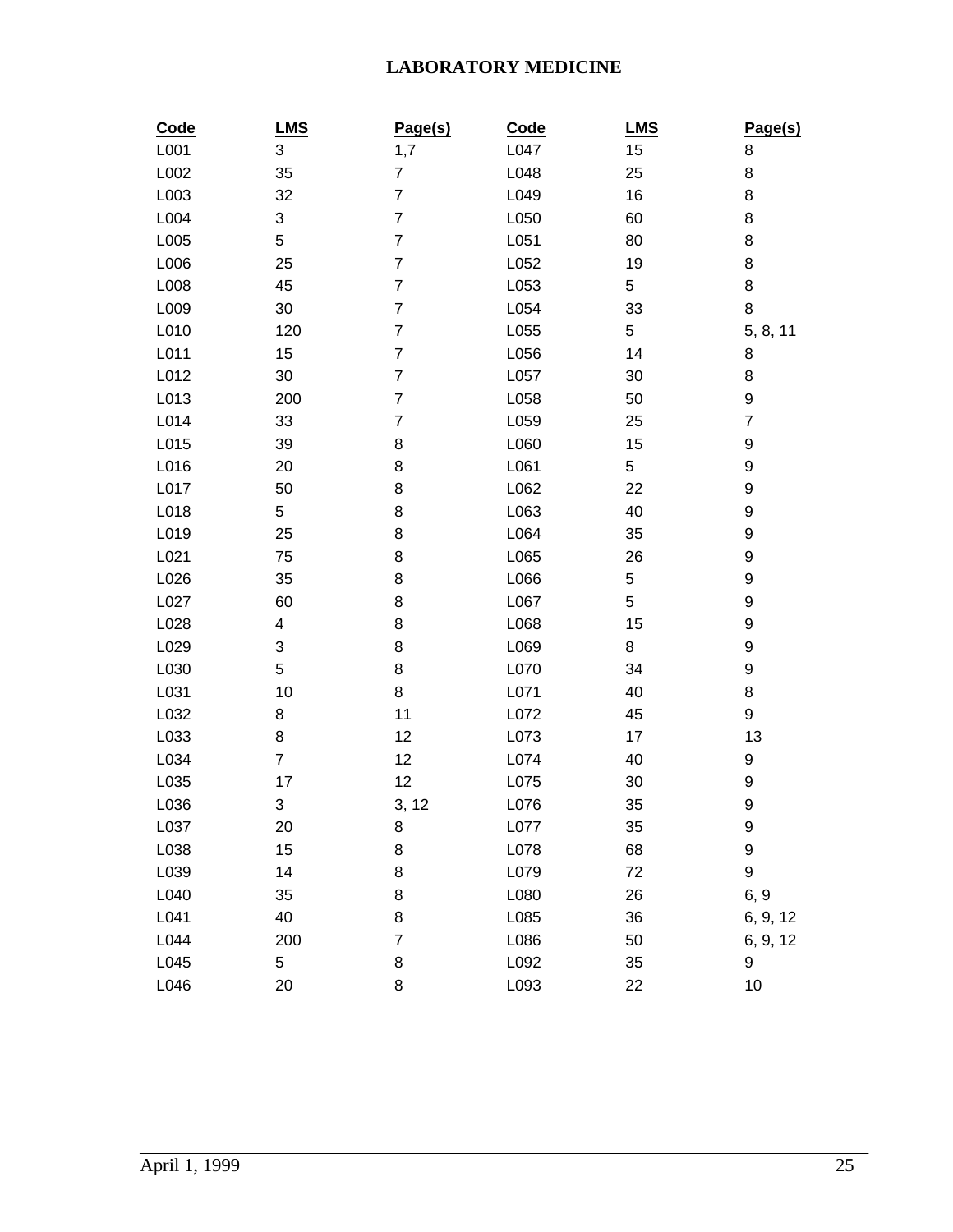## LABORATORY MEDICINE

| Code | LMS | Page(s) | Code | LMS | Page(s) |
|---|---|---|---|---|---|
| L001 | 3 | 1,7 | L047 | 15 | 8 |
| L002 | 35 | 7 | L048 | 25 | 8 |
| L003 | 32 | 7 | L049 | 16 | 8 |
| L004 | 3 | 7 | L050 | 60 | 8 |
| L005 | 5 | 7 | L051 | 80 | 8 |
| L006 | 25 | 7 | L052 | 19 | 8 |
| L008 | 45 | 7 | L053 | 5 | 8 |
| L009 | 30 | 7 | L054 | 33 | 8 |
| L010 | 120 | 7 | L055 | 5 | 5, 8, 11 |
| L011 | 15 | 7 | L056 | 14 | 8 |
| L012 | 30 | 7 | L057 | 30 | 8 |
| L013 | 200 | 7 | L058 | 50 | 9 |
| L014 | 33 | 7 | L059 | 25 | 7 |
| L015 | 39 | 8 | L060 | 15 | 9 |
| L016 | 20 | 8 | L061 | 5 | 9 |
| L017 | 50 | 8 | L062 | 22 | 9 |
| L018 | 5 | 8 | L063 | 40 | 9 |
| L019 | 25 | 8 | L064 | 35 | 9 |
| L021 | 75 | 8 | L065 | 26 | 9 |
| L026 | 35 | 8 | L066 | 5 | 9 |
| L027 | 60 | 8 | L067 | 5 | 9 |
| L028 | 4 | 8 | L068 | 15 | 9 |
| L029 | 3 | 8 | L069 | 8 | 9 |
| L030 | 5 | 8 | L070 | 34 | 9 |
| L031 | 10 | 8 | L071 | 40 | 8 |
| L032 | 8 | 11 | L072 | 45 | 9 |
| L033 | 8 | 12 | L073 | 17 | 13 |
| L034 | 7 | 12 | L074 | 40 | 9 |
| L035 | 17 | 12 | L075 | 30 | 9 |
| L036 | 3 | 3, 12 | L076 | 35 | 9 |
| L037 | 20 | 8 | L077 | 35 | 9 |
| L038 | 15 | 8 | L078 | 68 | 9 |
| L039 | 14 | 8 | L079 | 72 | 9 |
| L040 | 35 | 8 | L080 | 26 | 6, 9 |
| L041 | 40 | 8 | L085 | 36 | 6, 9, 12 |
| L044 | 200 | 7 | L086 | 50 | 6, 9, 12 |
| L045 | 5 | 8 | L092 | 35 | 9 |
| L046 | 20 | 8 | L093 | 22 | 10 |

April 1, 1999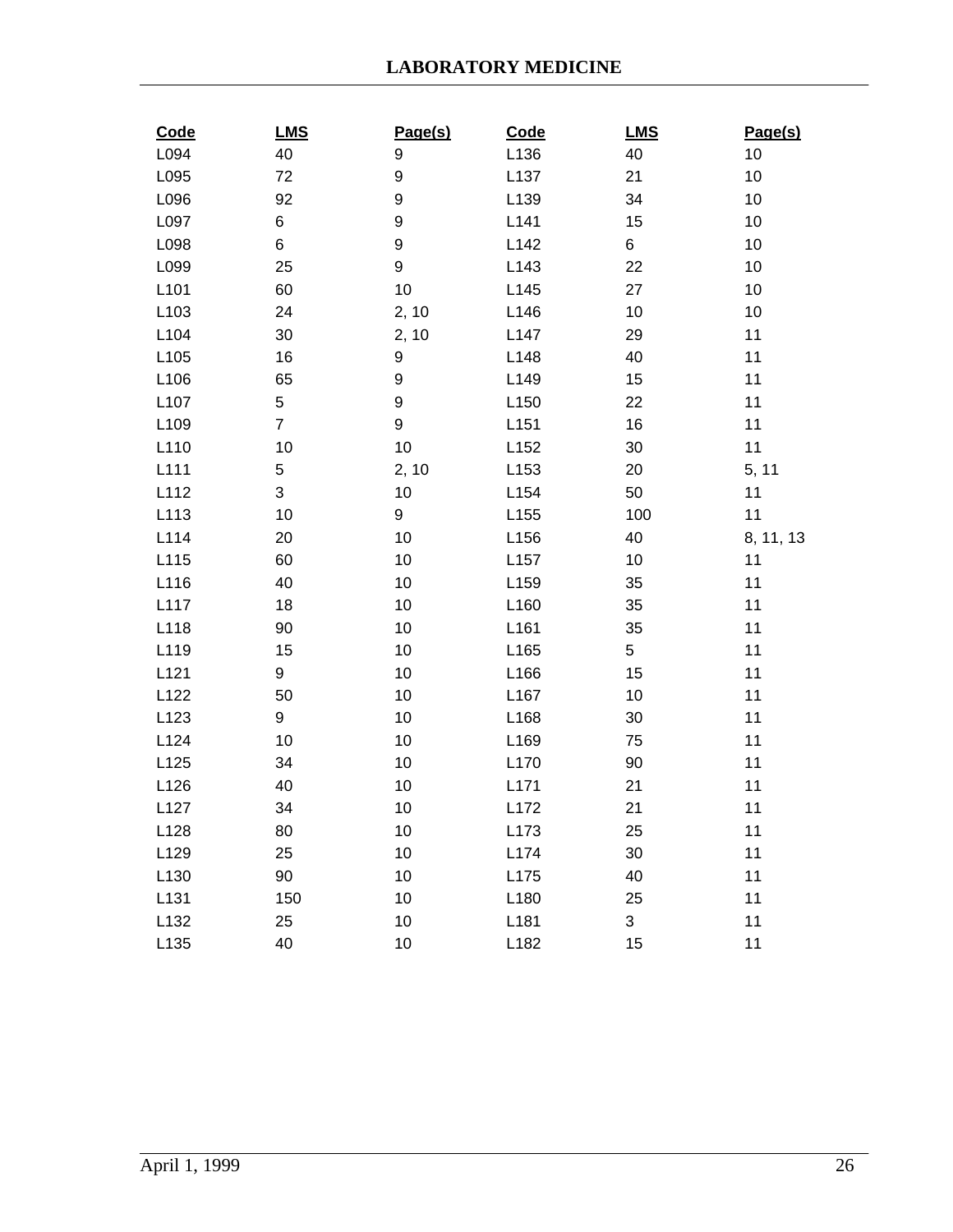| Code | LMS | Page(s) | Code | LMS | Page(s) |
|---|---|---|---|---|---|
| L094 | 40 | 9 | L136 | 40 | 10 |
| L095 | 72 | 9 | L137 | 21 | 10 |
| L096 | 92 | 9 | L139 | 34 | 10 |
| L097 | 6 | 9 | L141 | 15 | 10 |
| L098 | 6 | 9 | L142 | 6 | 10 |
| L099 | 25 | 9 | L143 | 22 | 10 |
| L101 | 60 | 10 | L145 | 27 | 10 |
| L103 | 24 | 2, 10 | L146 | 10 | 10 |
| L104 | 30 | 2, 10 | L147 | 29 | 11 |
| L105 | 16 | 9 | L148 | 40 | 11 |
| L106 | 65 | 9 | L149 | 15 | 11 |
| L107 | 5 | 9 | L150 | 22 | 11 |
| L109 | 7 | 9 | L151 | 16 | 11 |
| L110 | 10 | 10 | L152 | 30 | 11 |
| L111 | 5 | 2, 10 | L153 | 20 | 5, 11 |
| L112 | 3 | 10 | L154 | 50 | 11 |
| L113 | 10 | 9 | L155 | 100 | 11 |
| L114 | 20 | 10 | L156 | 40 | 8, 11, 13 |
| L115 | 60 | 10 | L157 | 10 | 11 |
| L116 | 40 | 10 | L159 | 35 | 11 |
| L117 | 18 | 10 | L160 | 35 | 11 |
| L118 | 90 | 10 | L161 | 35 | 11 |
| L119 | 15 | 10 | L165 | 5 | 11 |
| L121 | 9 | 10 | L166 | 15 | 11 |
| L122 | 50 | 10 | L167 | 10 | 11 |
| L123 | 9 | 10 | L168 | 30 | 11 |
| L124 | 10 | 10 | L169 | 75 | 11 |
| L125 | 34 | 10 | L170 | 90 | 11 |
| L126 | 40 | 10 | L171 | 21 | 11 |
| L127 | 34 | 10 | L172 | 21 | 11 |
| L128 | 80 | 10 | L173 | 25 | 11 |
| L129 | 25 | 10 | L174 | 30 | 11 |
| L130 | 90 | 10 | L175 | 40 | 11 |
| L131 | 150 | 10 | L180 | 25 | 11 |
| L132 | 25 | 10 | L181 | 3 | 11 |
| L135 | 40 | 10 | L182 | 15 | 11 |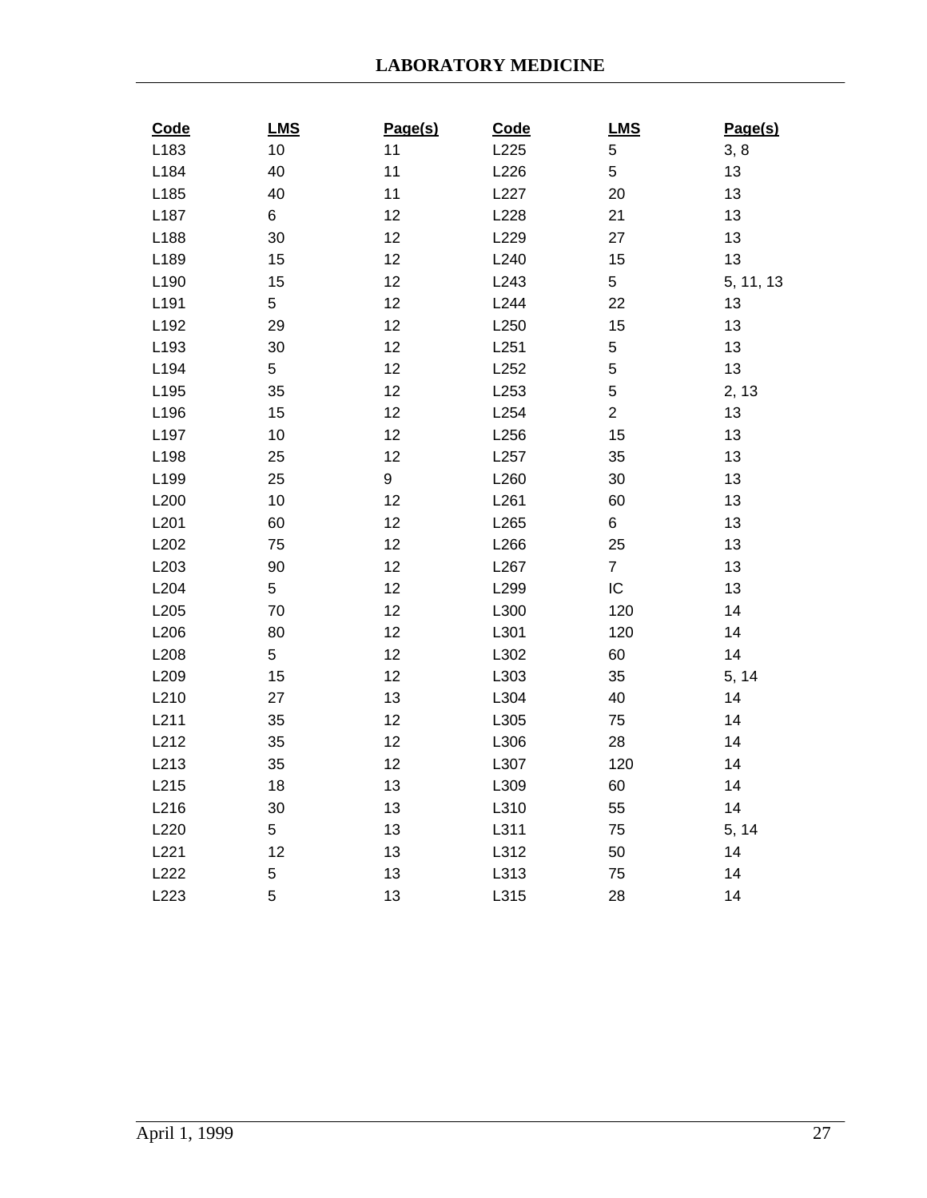| Code | LMS | Page(s) | Code | LMS | Page(s) |
|---|---|---|---|---|---|
| L183 | 10 | 11 | L225 | 5 | 3, 8 |
| L184 | 40 | 11 | L226 | 5 | 13 |
| L185 | 40 | 11 | L227 | 20 | 13 |
| L187 | 6 | 12 | L228 | 21 | 13 |
| L188 | 30 | 12 | L229 | 27 | 13 |
| L189 | 15 | 12 | L240 | 15 | 13 |
| L190 | 15 | 12 | L243 | 5 | 5, 11, 13 |
| L191 | 5 | 12 | L244 | 22 | 13 |
| L192 | 29 | 12 | L250 | 15 | 13 |
| L193 | 30 | 12 | L251 | 5 | 13 |
| L194 | 5 | 12 | L252 | 5 | 13 |
| L195 | 35 | 12 | L253 | 5 | 2, 13 |
| L196 | 15 | 12 | L254 | 2 | 13 |
| L197 | 10 | 12 | L256 | 15 | 13 |
| L198 | 25 | 12 | L257 | 35 | 13 |
| L199 | 25 | 9 | L260 | 30 | 13 |
| L200 | 10 | 12 | L261 | 60 | 13 |
| L201 | 60 | 12 | L265 | 6 | 13 |
| L202 | 75 | 12 | L266 | 25 | 13 |
| L203 | 90 | 12 | L267 | 7 | 13 |
| L204 | 5 | 12 | L299 | IC | 13 |
| L205 | 70 | 12 | L300 | 120 | 14 |
| L206 | 80 | 12 | L301 | 120 | 14 |
| L208 | 5 | 12 | L302 | 60 | 14 |
| L209 | 15 | 12 | L303 | 35 | 5, 14 |
| L210 | 27 | 13 | L304 | 40 | 14 |
| L211 | 35 | 12 | L305 | 75 | 14 |
| L212 | 35 | 12 | L306 | 28 | 14 |
| L213 | 35 | 12 | L307 | 120 | 14 |
| L215 | 18 | 13 | L309 | 60 | 14 |
| L216 | 30 | 13 | L310 | 55 | 14 |
| L220 | 5 | 13 | L311 | 75 | 5, 14 |
| L221 | 12 | 13 | L312 | 50 | 14 |
| L222 | 5 | 13 | L313 | 75 | 14 |
| L223 | 5 | 13 | L315 | 28 | 14 |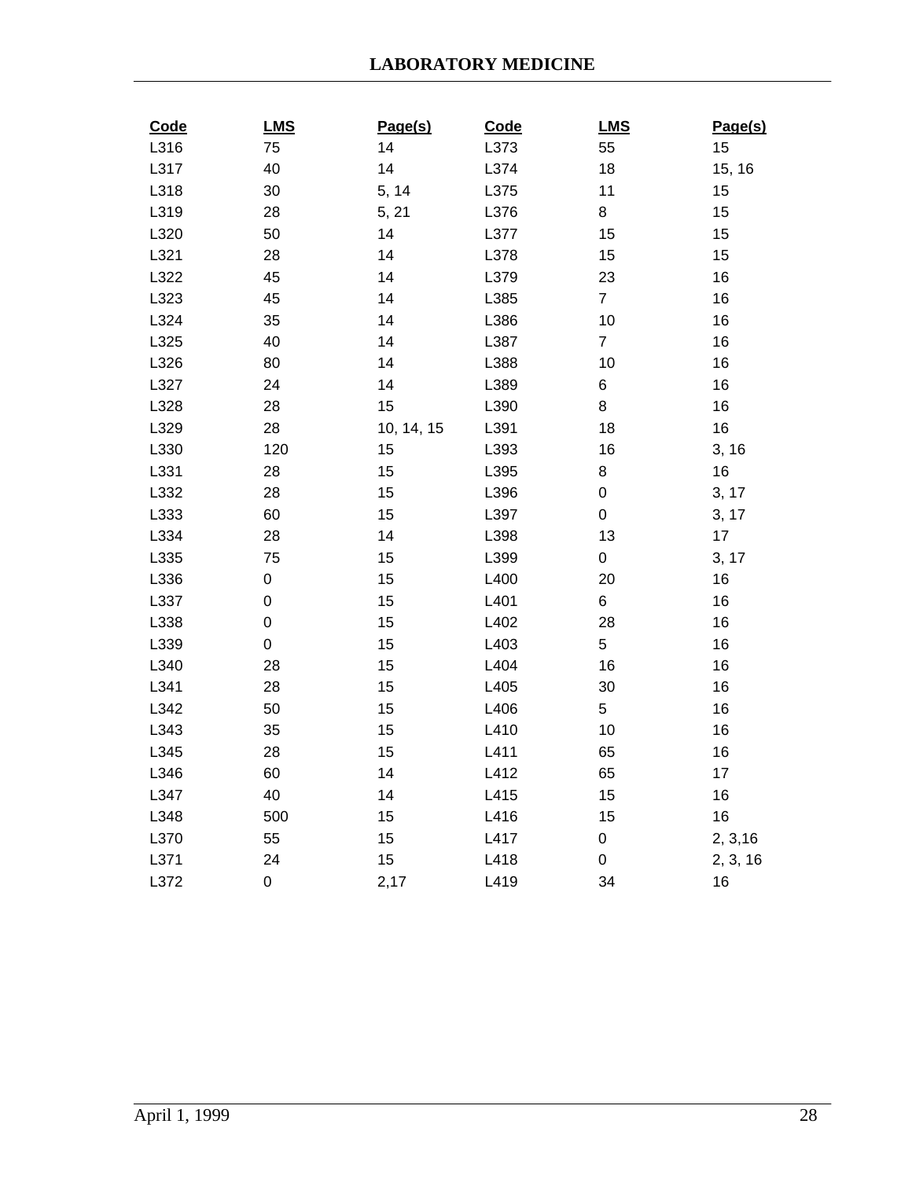| Code | LMS | Page(s) | Code | LMS | Page(s) |
|---|---|---|---|---|---|
| L316 | 75 | 14 | L373 | 55 | 15 |
| L317 | 40 | 14 | L374 | 18 | 15, 16 |
| L318 | 30 | 5, 14 | L375 | 11 | 15 |
| L319 | 28 | 5, 21 | L376 | 8 | 15 |
| L320 | 50 | 14 | L377 | 15 | 15 |
| L321 | 28 | 14 | L378 | 15 | 15 |
| L322 | 45 | 14 | L379 | 23 | 16 |
| L323 | 45 | 14 | L385 | 7 | 16 |
| L324 | 35 | 14 | L386 | 10 | 16 |
| L325 | 40 | 14 | L387 | 7 | 16 |
| L326 | 80 | 14 | L388 | 10 | 16 |
| L327 | 24 | 14 | L389 | 6 | 16 |
| L328 | 28 | 15 | L390 | 8 | 16 |
| L329 | 28 | 10, 14, 15 | L391 | 18 | 16 |
| L330 | 120 | 15 | L393 | 16 | 3, 16 |
| L331 | 28 | 15 | L395 | 8 | 16 |
| L332 | 28 | 15 | L396 | 0 | 3, 17 |
| L333 | 60 | 15 | L397 | 0 | 3, 17 |
| L334 | 28 | 14 | L398 | 13 | 17 |
| L335 | 75 | 15 | L399 | 0 | 3, 17 |
| L336 | 0 | 15 | L400 | 20 | 16 |
| L337 | 0 | 15 | L401 | 6 | 16 |
| L338 | 0 | 15 | L402 | 28 | 16 |
| L339 | 0 | 15 | L403 | 5 | 16 |
| L340 | 28 | 15 | L404 | 16 | 16 |
| L341 | 28 | 15 | L405 | 30 | 16 |
| L342 | 50 | 15 | L406 | 5 | 16 |
| L343 | 35 | 15 | L410 | 10 | 16 |
| L345 | 28 | 15 | L411 | 65 | 16 |
| L346 | 60 | 14 | L412 | 65 | 17 |
| L347 | 40 | 14 | L415 | 15 | 16 |
| L348 | 500 | 15 | L416 | 15 | 16 |
| L370 | 55 | 15 | L417 | 0 | 2, 3,16 |
| L371 | 24 | 15 | L418 | 0 | 2, 3, 16 |
| L372 | 0 | 2,17 | L419 | 34 | 16 |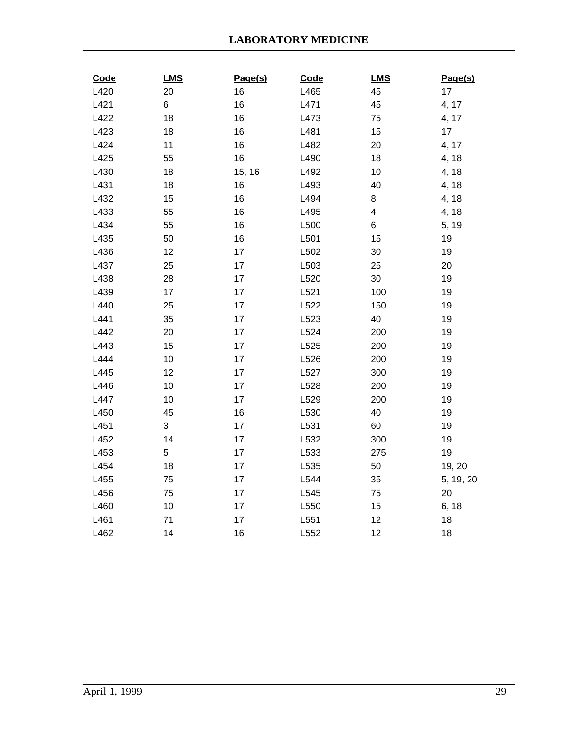| Code | LMS | Page(s) | Code | LMS | Page(s) |
|---|---|---|---|---|---|
| L420 | 20 | 16 | L465 | 45 | 17 |
| L421 | 6 | 16 | L471 | 45 | 4, 17 |
| L422 | 18 | 16 | L473 | 75 | 4, 17 |
| L423 | 18 | 16 | L481 | 15 | 17 |
| L424 | 11 | 16 | L482 | 20 | 4, 17 |
| L425 | 55 | 16 | L490 | 18 | 4, 18 |
| L430 | 18 | 15, 16 | L492 | 10 | 4, 18 |
| L431 | 18 | 16 | L493 | 40 | 4, 18 |
| L432 | 15 | 16 | L494 | 8 | 4, 18 |
| L433 | 55 | 16 | L495 | 4 | 4, 18 |
| L434 | 55 | 16 | L500 | 6 | 5, 19 |
| L435 | 50 | 16 | L501 | 15 | 19 |
| L436 | 12 | 17 | L502 | 30 | 19 |
| L437 | 25 | 17 | L503 | 25 | 20 |
| L438 | 28 | 17 | L520 | 30 | 19 |
| L439 | 17 | 17 | L521 | 100 | 19 |
| L440 | 25 | 17 | L522 | 150 | 19 |
| L441 | 35 | 17 | L523 | 40 | 19 |
| L442 | 20 | 17 | L524 | 200 | 19 |
| L443 | 15 | 17 | L525 | 200 | 19 |
| L444 | 10 | 17 | L526 | 200 | 19 |
| L445 | 12 | 17 | L527 | 300 | 19 |
| L446 | 10 | 17 | L528 | 200 | 19 |
| L447 | 10 | 17 | L529 | 200 | 19 |
| L450 | 45 | 16 | L530 | 40 | 19 |
| L451 | 3 | 17 | L531 | 60 | 19 |
| L452 | 14 | 17 | L532 | 300 | 19 |
| L453 | 5 | 17 | L533 | 275 | 19 |
| L454 | 18 | 17 | L535 | 50 | 19, 20 |
| L455 | 75 | 17 | L544 | 35 | 5, 19, 20 |
| L456 | 75 | 17 | L545 | 75 | 20 |
| L460 | 10 | 17 | L550 | 15 | 6, 18 |
| L461 | 71 | 17 | L551 | 12 | 18 |
| L462 | 14 | 16 | L552 | 12 | 18 |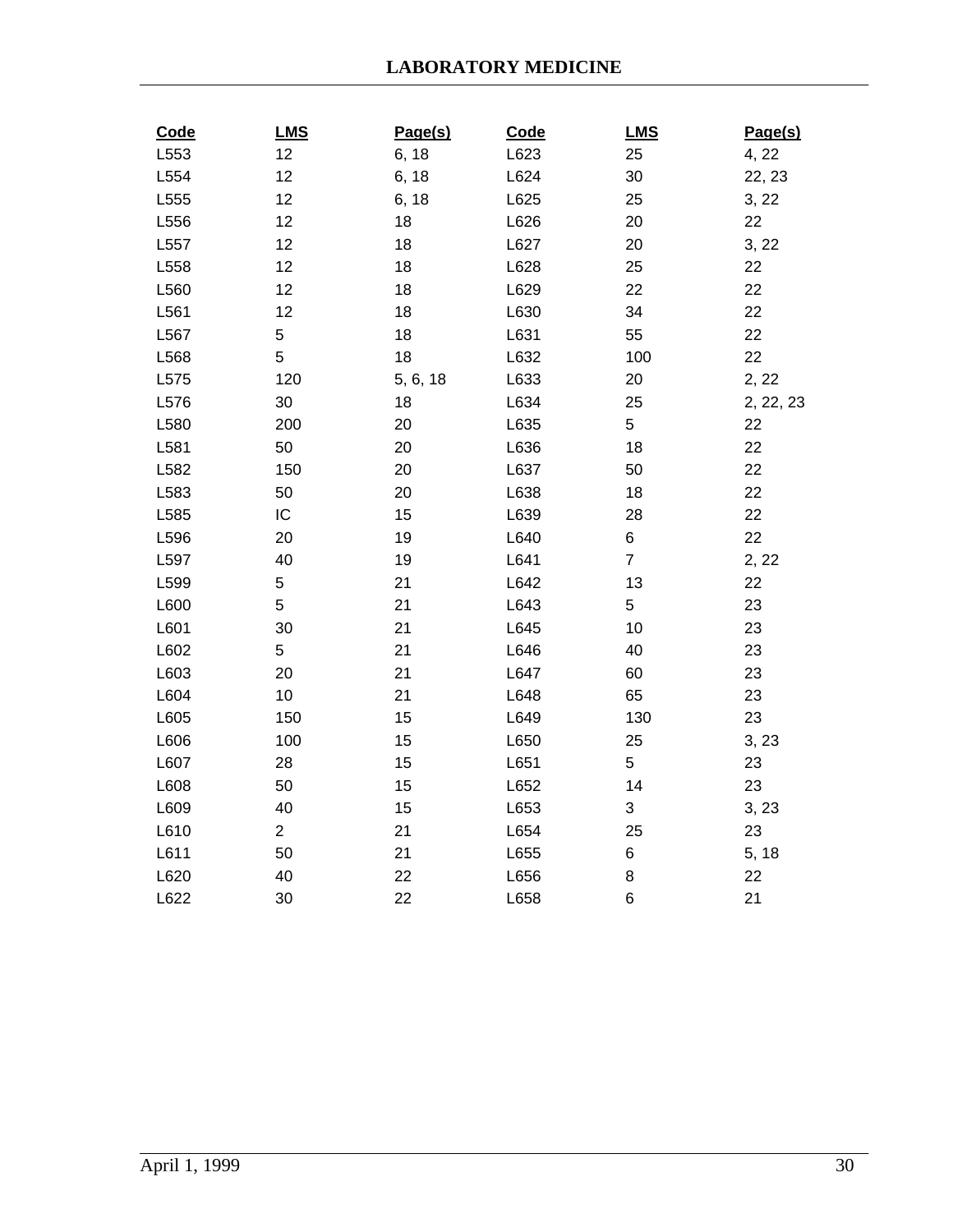| Code | LMS | Page(s) | Code | LMS | Page(s) |
|---|---|---|---|---|---|
| L553 | 12 | 6, 18 | L623 | 25 | 4, 22 |
| L554 | 12 | 6, 18 | L624 | 30 | 22, 23 |
| L555 | 12 | 6, 18 | L625 | 25 | 3, 22 |
| L556 | 12 | 18 | L626 | 20 | 22 |
| L557 | 12 | 18 | L627 | 20 | 3, 22 |
| L558 | 12 | 18 | L628 | 25 | 22 |
| L560 | 12 | 18 | L629 | 22 | 22 |
| L561 | 12 | 18 | L630 | 34 | 22 |
| L567 | 5 | 18 | L631 | 55 | 22 |
| L568 | 5 | 18 | L632 | 100 | 22 |
| L575 | 120 | 5, 6, 18 | L633 | 20 | 2, 22 |
| L576 | 30 | 18 | L634 | 25 | 2, 22, 23 |
| L580 | 200 | 20 | L635 | 5 | 22 |
| L581 | 50 | 20 | L636 | 18 | 22 |
| L582 | 150 | 20 | L637 | 50 | 22 |
| L583 | 50 | 20 | L638 | 18 | 22 |
| L585 | IC | 15 | L639 | 28 | 22 |
| L596 | 20 | 19 | L640 | 6 | 22 |
| L597 | 40 | 19 | L641 | 7 | 2, 22 |
| L599 | 5 | 21 | L642 | 13 | 22 |
| L600 | 5 | 21 | L643 | 5 | 23 |
| L601 | 30 | 21 | L645 | 10 | 23 |
| L602 | 5 | 21 | L646 | 40 | 23 |
| L603 | 20 | 21 | L647 | 60 | 23 |
| L604 | 10 | 21 | L648 | 65 | 23 |
| L605 | 150 | 15 | L649 | 130 | 23 |
| L606 | 100 | 15 | L650 | 25 | 3, 23 |
| L607 | 28 | 15 | L651 | 5 | 23 |
| L608 | 50 | 15 | L652 | 14 | 23 |
| L609 | 40 | 15 | L653 | 3 | 3, 23 |
| L610 | 2 | 21 | L654 | 25 | 23 |
| L611 | 50 | 21 | L655 | 6 | 5, 18 |
| L620 | 40 | 22 | L656 | 8 | 22 |
| L622 | 30 | 22 | L658 | 6 | 21 |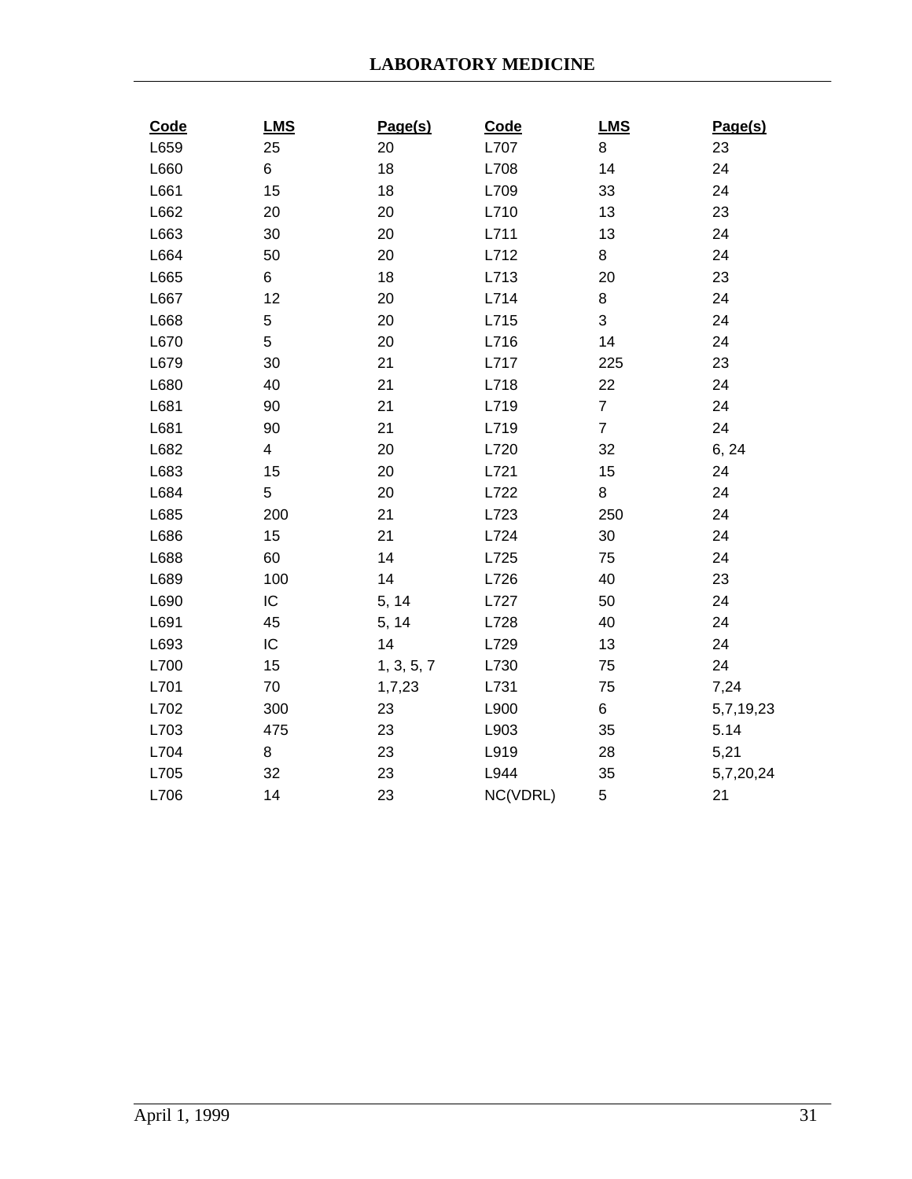| Code | LMS | Page(s) | Code | LMS | Page(s) |
|---|---|---|---|---|---|
| L659 | 25 | 20 | L707 | 8 | 23 |
| L660 | 6 | 18 | L708 | 14 | 24 |
| L661 | 15 | 18 | L709 | 33 | 24 |
| L662 | 20 | 20 | L710 | 13 | 23 |
| L663 | 30 | 20 | L711 | 13 | 24 |
| L664 | 50 | 20 | L712 | 8 | 24 |
| L665 | 6 | 18 | L713 | 20 | 23 |
| L667 | 12 | 20 | L714 | 8 | 24 |
| L668 | 5 | 20 | L715 | 3 | 24 |
| L670 | 5 | 20 | L716 | 14 | 24 |
| L679 | 30 | 21 | L717 | 225 | 23 |
| L680 | 40 | 21 | L718 | 22 | 24 |
| L681 | 90 | 21 | L719 | 7 | 24 |
| L681 | 90 | 21 | L719 | 7 | 24 |
| L682 | 4 | 20 | L720 | 32 | 6, 24 |
| L683 | 15 | 20 | L721 | 15 | 24 |
| L684 | 5 | 20 | L722 | 8 | 24 |
| L685 | 200 | 21 | L723 | 250 | 24 |
| L686 | 15 | 21 | L724 | 30 | 24 |
| L688 | 60 | 14 | L725 | 75 | 24 |
| L689 | 100 | 14 | L726 | 40 | 23 |
| L690 | IC | 5, 14 | L727 | 50 | 24 |
| L691 | 45 | 5, 14 | L728 | 40 | 24 |
| L693 | IC | 14 | L729 | 13 | 24 |
| L700 | 15 | 1, 3, 5, 7 | L730 | 75 | 24 |
| L701 | 70 | 1,7,23 | L731 | 75 | 7,24 |
| L702 | 300 | 23 | L900 | 6 | 5,7,19,23 |
| L703 | 475 | 23 | L903 | 35 | 5.14 |
| L704 | 8 | 23 | L919 | 28 | 5,21 |
| L705 | 32 | 23 | L944 | 35 | 5,7,20,24 |
| L706 | 14 | 23 | NC(VDRL) | 5 | 21 |